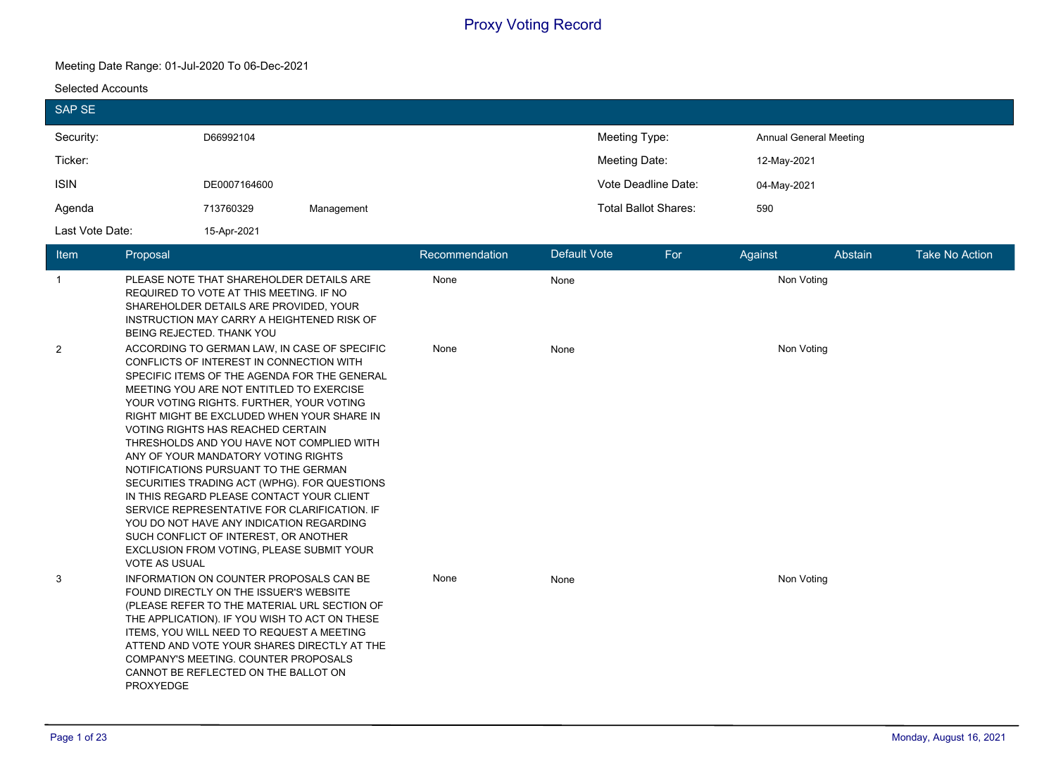# Proxy Voting Record

Meeting Date Range: 01-Jul-2020 To 06-Dec-2021

Selected Accounts

## SAP SE

| | | | | |
|---|---|---|---|---|
| Security: | D66992104 | | Meeting Type: | Annual General Meeting |
| Ticker: | | | Meeting Date: | 12-May-2021 |
| ISIN | DE0007164600 | | Vote Deadline Date: | 04-May-2021 |
| Agenda | 713760329 | Management | Total Ballot Shares: | 590 |
| Last Vote Date: | 15-Apr-2021 | | | |

| Item | Proposal | Recommendation | Default Vote | For | Against | Abstain | Take No Action |
|---|---|---|---|---|---|---|---|
| 1 | PLEASE NOTE THAT SHAREHOLDER DETAILS ARE REQUIRED TO VOTE AT THIS MEETING. IF NO SHAREHOLDER DETAILS ARE PROVIDED, YOUR INSTRUCTION MAY CARRY A HEIGHTENED RISK OF BEING REJECTED. THANK YOU | None | None | | Non Voting | | |
| 2 | ACCORDING TO GERMAN LAW, IN CASE OF SPECIFIC CONFLICTS OF INTEREST IN CONNECTION WITH SPECIFIC ITEMS OF THE AGENDA FOR THE GENERAL MEETING YOU ARE NOT ENTITLED TO EXERCISE YOUR VOTING RIGHTS. FURTHER, YOUR VOTING RIGHT MIGHT BE EXCLUDED WHEN YOUR SHARE IN VOTING RIGHTS HAS REACHED CERTAIN THRESHOLDS AND YOU HAVE NOT COMPLIED WITH ANY OF YOUR MANDATORY VOTING RIGHTS NOTIFICATIONS PURSUANT TO THE GERMAN SECURITIES TRADING ACT (WPHG). FOR QUESTIONS IN THIS REGARD PLEASE CONTACT YOUR CLIENT SERVICE REPRESENTATIVE FOR CLARIFICATION. IF YOU DO NOT HAVE ANY INDICATION REGARDING SUCH CONFLICT OF INTEREST, OR ANOTHER EXCLUSION FROM VOTING, PLEASE SUBMIT YOUR VOTE AS USUAL | None | None | | Non Voting | | |
| 3 | INFORMATION ON COUNTER PROPOSALS CAN BE FOUND DIRECTLY ON THE ISSUER'S WEBSITE (PLEASE REFER TO THE MATERIAL URL SECTION OF THE APPLICATION). IF YOU WISH TO ACT ON THESE ITEMS, YOU WILL NEED TO REQUEST A MEETING ATTEND AND VOTE YOUR SHARES DIRECTLY AT THE COMPANY'S MEETING. COUNTER PROPOSALS CANNOT BE REFLECTED ON THE BALLOT ON PROXYEDGE | None | None | | Non Voting | | |

Monday, August 16, 2021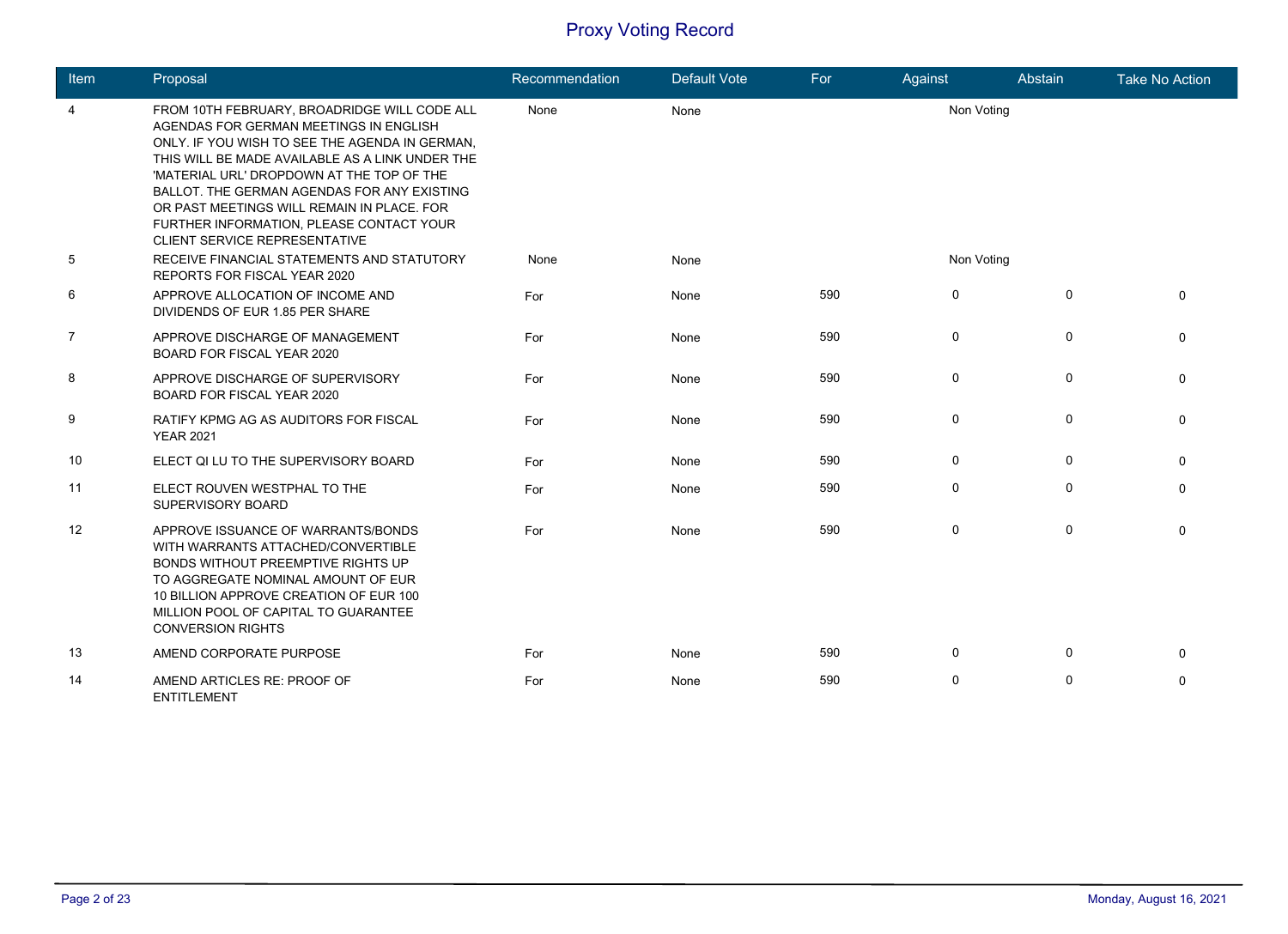# Proxy Voting Record

| Item | Proposal | Recommendation | Default Vote | For | Against | Abstain | Take No Action |
|---|---|---|---|---|---|---|---|
| 4 | FROM 10TH FEBRUARY, BROADRIDGE WILL CODE ALL AGENDAS FOR GERMAN MEETINGS IN ENGLISH ONLY. IF YOU WISH TO SEE THE AGENDA IN GERMAN, THIS WILL BE MADE AVAILABLE AS A LINK UNDER THE 'MATERIAL URL' DROPDOWN AT THE TOP OF THE BALLOT. THE GERMAN AGENDAS FOR ANY EXISTING OR PAST MEETINGS WILL REMAIN IN PLACE. FOR FURTHER INFORMATION, PLEASE CONTACT YOUR CLIENT SERVICE REPRESENTATIVE | None | None | | Non Voting | | |
| 5 | RECEIVE FINANCIAL STATEMENTS AND STATUTORY REPORTS FOR FISCAL YEAR 2020 | None | None | | Non Voting | | |
| 6 | APPROVE ALLOCATION OF INCOME AND DIVIDENDS OF EUR 1.85 PER SHARE | For | None | 590 | 0 | 0 | 0 |
| 7 | APPROVE DISCHARGE OF MANAGEMENT BOARD FOR FISCAL YEAR 2020 | For | None | 590 | 0 | 0 | 0 |
| 8 | APPROVE DISCHARGE OF SUPERVISORY BOARD FOR FISCAL YEAR 2020 | For | None | 590 | 0 | 0 | 0 |
| 9 | RATIFY KPMG AG AS AUDITORS FOR FISCAL YEAR 2021 | For | None | 590 | 0 | 0 | 0 |
| 10 | ELECT QI LU TO THE SUPERVISORY BOARD | For | None | 590 | 0 | 0 | 0 |
| 11 | ELECT ROUVEN WESTPHAL TO THE SUPERVISORY BOARD | For | None | 590 | 0 | 0 | 0 |
| 12 | APPROVE ISSUANCE OF WARRANTS/BONDS WITH WARRANTS ATTACHED/CONVERTIBLE BONDS WITHOUT PREEMPTIVE RIGHTS UP TO AGGREGATE NOMINAL AMOUNT OF EUR 10 BILLION APPROVE CREATION OF EUR 100 MILLION POOL OF CAPITAL TO GUARANTEE CONVERSION RIGHTS | For | None | 590 | 0 | 0 | 0 |
| 13 | AMEND CORPORATE PURPOSE | For | None | 590 | 0 | 0 | 0 |
| 14 | AMEND ARTICLES RE: PROOF OF ENTITLEMENT | For | None | 590 | 0 | 0 | 0 |

Monday, August 16, 2021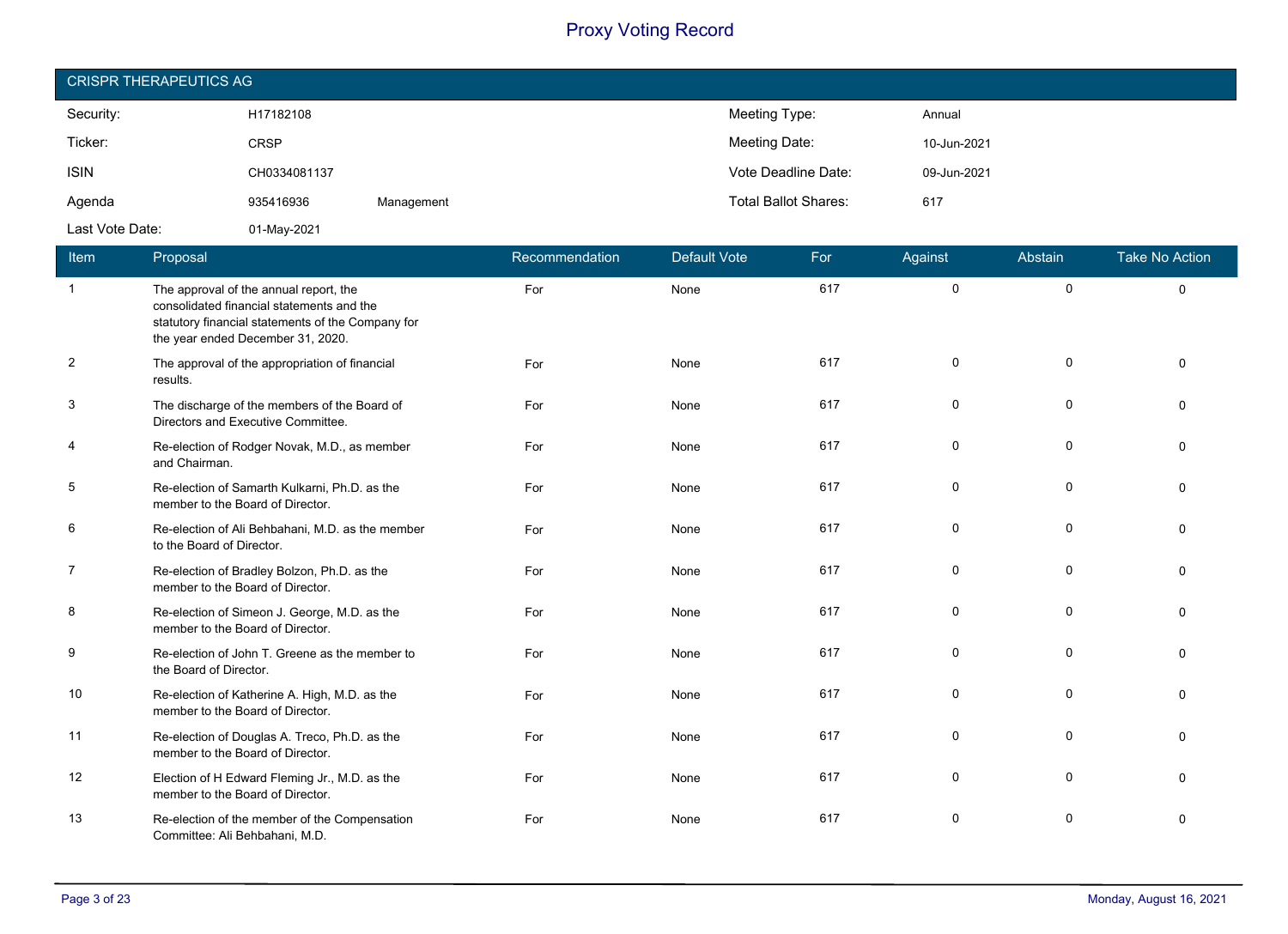# Proxy Voting Record

## CRISPR THERAPEUTICS AG

| | | | | |
|---|---|---|---|---|
| Security: | H17182108 | | Meeting Type: | Annual |
| Ticker: | CRSP | | Meeting Date: | 10-Jun-2021 |
| ISIN | CH0334081137 | | Vote Deadline Date: | 09-Jun-2021 |
| Agenda | 935416936 | Management | Total Ballot Shares: | 617 |
| Last Vote Date: | 01-May-2021 | | | |

| Item | Proposal | Recommendation | Default Vote | For | Against | Abstain | Take No Action |
|---|---|---|---|---|---|---|---|
| 1 | The approval of the annual report, the consolidated financial statements and the statutory financial statements of the Company for the year ended December 31, 2020. | For | None | 617 | 0 | 0 | 0 |
| 2 | The approval of the appropriation of financial results. | For | None | 617 | 0 | 0 | 0 |
| 3 | The discharge of the members of the Board of Directors and Executive Committee. | For | None | 617 | 0 | 0 | 0 |
| 4 | Re-election of Rodger Novak, M.D., as member and Chairman. | For | None | 617 | 0 | 0 | 0 |
| 5 | Re-election of Samarth Kulkarni, Ph.D. as the member to the Board of Director. | For | None | 617 | 0 | 0 | 0 |
| 6 | Re-election of Ali Behbahani, M.D. as the member to the Board of Director. | For | None | 617 | 0 | 0 | 0 |
| 7 | Re-election of Bradley Bolzon, Ph.D. as the member to the Board of Director. | For | None | 617 | 0 | 0 | 0 |
| 8 | Re-election of Simeon J. George, M.D. as the member to the Board of Director. | For | None | 617 | 0 | 0 | 0 |
| 9 | Re-election of John T. Greene as the member to the Board of Director. | For | None | 617 | 0 | 0 | 0 |
| 10 | Re-election of Katherine A. High, M.D. as the member to the Board of Director. | For | None | 617 | 0 | 0 | 0 |
| 11 | Re-election of Douglas A. Treco, Ph.D. as the member to the Board of Director. | For | None | 617 | 0 | 0 | 0 |
| 12 | Election of H Edward Fleming Jr., M.D. as the member to the Board of Director. | For | None | 617 | 0 | 0 | 0 |
| 13 | Re-election of the member of the Compensation Committee: Ali Behbahani, M.D. | For | None | 617 | 0 | 0 | 0 |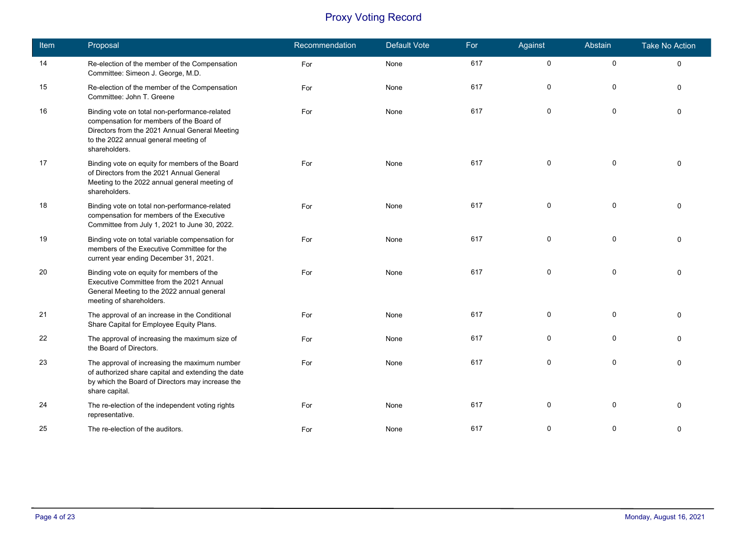# Proxy Voting Record

| Item | Proposal | Recommendation | Default Vote | For | Against | Abstain | Take No Action |
|---|---|---|---|---|---|---|---|
| 14 | Re-election of the member of the Compensation Committee: Simeon J. George, M.D. | For | None | 617 | 0 | 0 | 0 |
| 15 | Re-election of the member of the Compensation Committee: John T. Greene | For | None | 617 | 0 | 0 | 0 |
| 16 | Binding vote on total non-performance-related compensation for members of the Board of Directors from the 2021 Annual General Meeting to the 2022 annual general meeting of shareholders. | For | None | 617 | 0 | 0 | 0 |
| 17 | Binding vote on equity for members of the Board of Directors from the 2021 Annual General Meeting to the 2022 annual general meeting of shareholders. | For | None | 617 | 0 | 0 | 0 |
| 18 | Binding vote on total non-performance-related compensation for members of the Executive Committee from July 1, 2021 to June 30, 2022. | For | None | 617 | 0 | 0 | 0 |
| 19 | Binding vote on total variable compensation for members of the Executive Committee for the current year ending December 31, 2021. | For | None | 617 | 0 | 0 | 0 |
| 20 | Binding vote on equity for members of the Executive Committee from the 2021 Annual General Meeting to the 2022 annual general meeting of shareholders. | For | None | 617 | 0 | 0 | 0 |
| 21 | The approval of an increase in the Conditional Share Capital for Employee Equity Plans. | For | None | 617 | 0 | 0 | 0 |
| 22 | The approval of increasing the maximum size of the Board of Directors. | For | None | 617 | 0 | 0 | 0 |
| 23 | The approval of increasing the maximum number of authorized share capital and extending the date by which the Board of Directors may increase the share capital. | For | None | 617 | 0 | 0 | 0 |
| 24 | The re-election of the independent voting rights representative. | For | None | 617 | 0 | 0 | 0 |
| 25 | The re-election of the auditors. | For | None | 617 | 0 | 0 | 0 |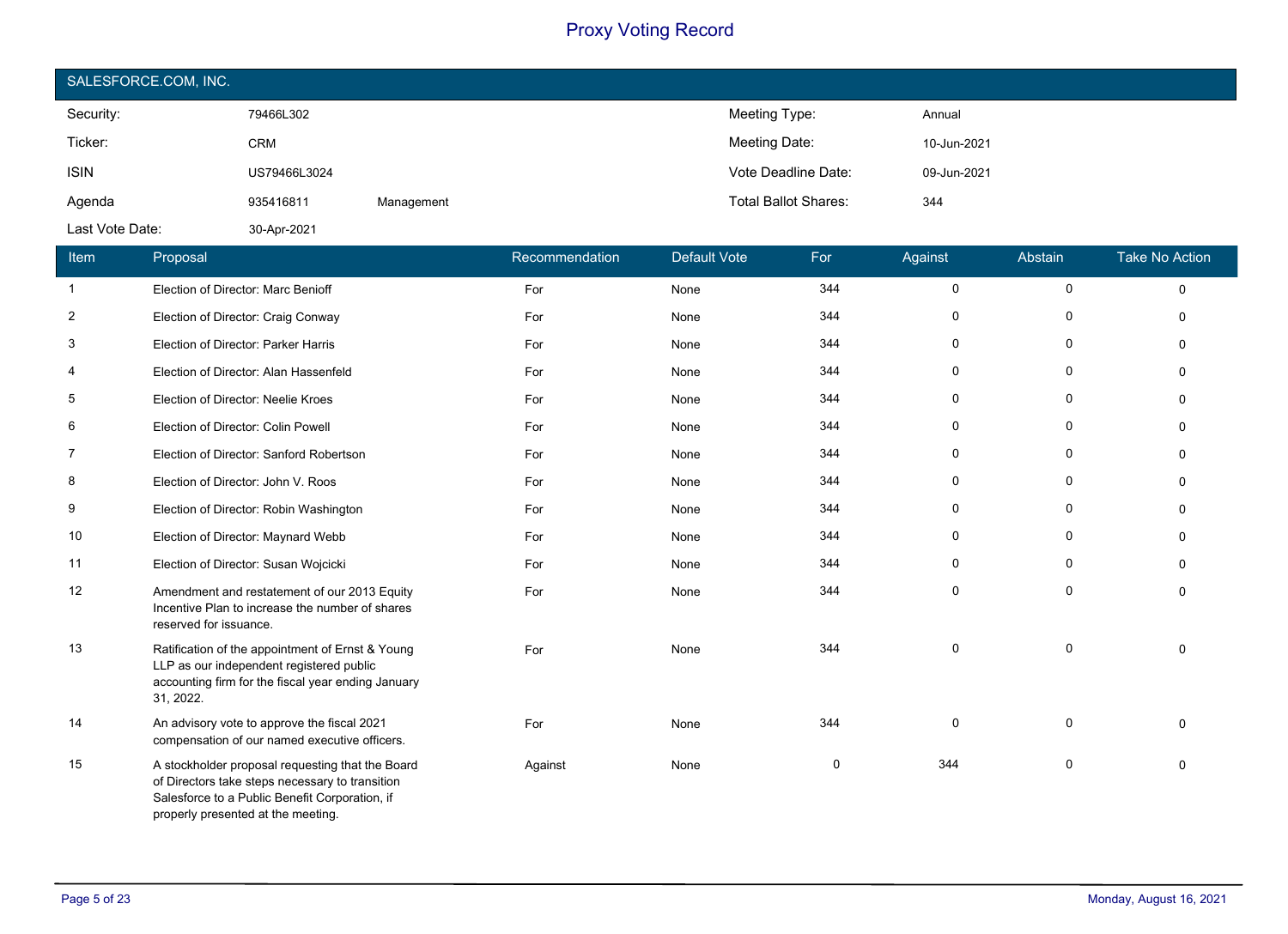# Proxy Voting Record

## SALESFORCE.COM, INC.

| | | | | |
|---|---|---|---|---|
| Security: | 79466L302 | | Meeting Type: | Annual |
| Ticker: | CRM | | Meeting Date: | 10-Jun-2021 |
| ISIN | US79466L3024 | | Vote Deadline Date: | 09-Jun-2021 |
| Agenda | 935416811 | Management | Total Ballot Shares: | 344 |
| Last Vote Date: | 30-Apr-2021 | | | |

| Item | Proposal | Recommendation | Default Vote | For | Against | Abstain | Take No Action |
|---|---|---|---|---|---|---|---|
| 1 | Election of Director: Marc Benioff | For | None | 344 | 0 | 0 | 0 |
| 2 | Election of Director: Craig Conway | For | None | 344 | 0 | 0 | 0 |
| 3 | Election of Director: Parker Harris | For | None | 344 | 0 | 0 | 0 |
| 4 | Election of Director: Alan Hassenfeld | For | None | 344 | 0 | 0 | 0 |
| 5 | Election of Director: Neelie Kroes | For | None | 344 | 0 | 0 | 0 |
| 6 | Election of Director: Colin Powell | For | None | 344 | 0 | 0 | 0 |
| 7 | Election of Director: Sanford Robertson | For | None | 344 | 0 | 0 | 0 |
| 8 | Election of Director: John V. Roos | For | None | 344 | 0 | 0 | 0 |
| 9 | Election of Director: Robin Washington | For | None | 344 | 0 | 0 | 0 |
| 10 | Election of Director: Maynard Webb | For | None | 344 | 0 | 0 | 0 |
| 11 | Election of Director: Susan Wojcicki | For | None | 344 | 0 | 0 | 0 |
| 12 | Amendment and restatement of our 2013 Equity Incentive Plan to increase the number of shares reserved for issuance. | For | None | 344 | 0 | 0 | 0 |
| 13 | Ratification of the appointment of Ernst & Young LLP as our independent registered public accounting firm for the fiscal year ending January 31, 2022. | For | None | 344 | 0 | 0 | 0 |
| 14 | An advisory vote to approve the fiscal 2021 compensation of our named executive officers. | For | None | 344 | 0 | 0 | 0 |
| 15 | A stockholder proposal requesting that the Board of Directors take steps necessary to transition Salesforce to a Public Benefit Corporation, if properly presented at the meeting. | Against | None | 0 | 344 | 0 | 0 |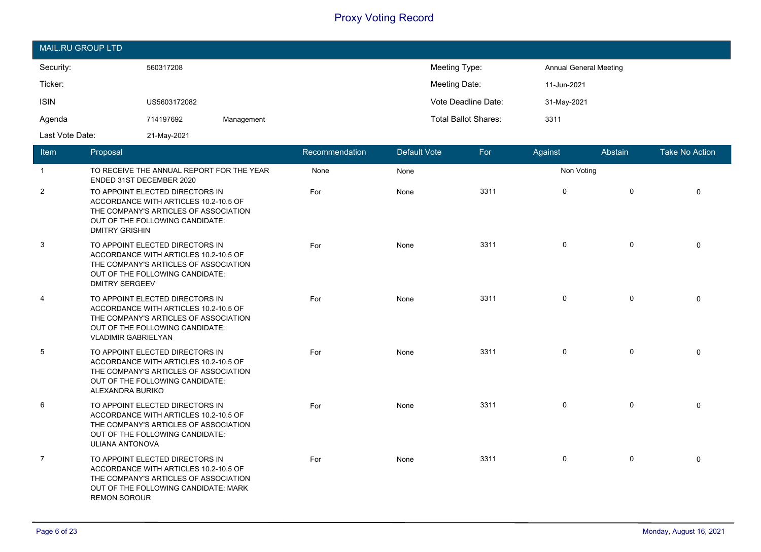# Proxy Voting Record

## MAIL.RU GROUP LTD

| | | | | |
|---|---|---|---|---|
| Security: | 560317208 | | Meeting Type: | Annual General Meeting |
| Ticker: | | | Meeting Date: | 11-Jun-2021 |
| ISIN | US5603172082 | | Vote Deadline Date: | 31-May-2021 |
| Agenda | 714197692 | Management | Total Ballot Shares: | 3311 |
| Last Vote Date: | 21-May-2021 | | | |

| Item | Proposal | Recommendation | Default Vote | For | Against | Abstain | Take No Action |
|---|---|---|---|---|---|---|---|
| 1 | TO RECEIVE THE ANNUAL REPORT FOR THE YEAR ENDED 31ST DECEMBER 2020 | None | None | | Non Voting | | |
| 2 | TO APPOINT ELECTED DIRECTORS IN ACCORDANCE WITH ARTICLES 10.2-10.5 OF THE COMPANY'S ARTICLES OF ASSOCIATION OUT OF THE FOLLOWING CANDIDATE: DMITRY GRISHIN | For | None | 3311 | 0 | 0 | 0 |
| 3 | TO APPOINT ELECTED DIRECTORS IN ACCORDANCE WITH ARTICLES 10.2-10.5 OF THE COMPANY'S ARTICLES OF ASSOCIATION OUT OF THE FOLLOWING CANDIDATE: DMITRY SERGEEV | For | None | 3311 | 0 | 0 | 0 |
| 4 | TO APPOINT ELECTED DIRECTORS IN ACCORDANCE WITH ARTICLES 10.2-10.5 OF THE COMPANY'S ARTICLES OF ASSOCIATION OUT OF THE FOLLOWING CANDIDATE: VLADIMIR GABRIELYAN | For | None | 3311 | 0 | 0 | 0 |
| 5 | TO APPOINT ELECTED DIRECTORS IN ACCORDANCE WITH ARTICLES 10.2-10.5 OF THE COMPANY'S ARTICLES OF ASSOCIATION OUT OF THE FOLLOWING CANDIDATE: ALEXANDRA BURIKO | For | None | 3311 | 0 | 0 | 0 |
| 6 | TO APPOINT ELECTED DIRECTORS IN ACCORDANCE WITH ARTICLES 10.2-10.5 OF THE COMPANY'S ARTICLES OF ASSOCIATION OUT OF THE FOLLOWING CANDIDATE: ULIANA ANTONOVA | For | None | 3311 | 0 | 0 | 0 |
| 7 | TO APPOINT ELECTED DIRECTORS IN ACCORDANCE WITH ARTICLES 10.2-10.5 OF THE COMPANY'S ARTICLES OF ASSOCIATION OUT OF THE FOLLOWING CANDIDATE: MARK REMON SOROUR | For | None | 3311 | 0 | 0 | 0 |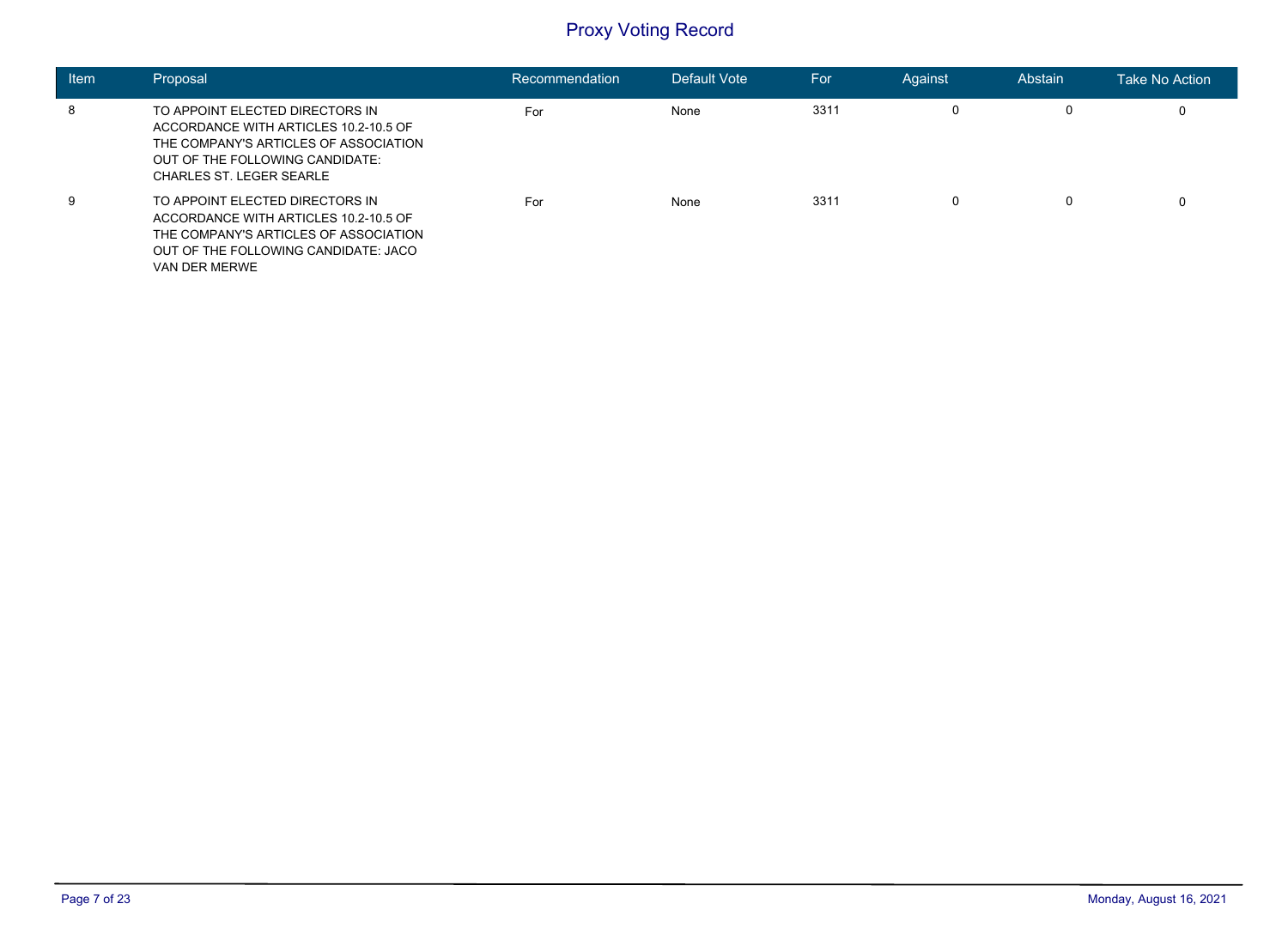# Proxy Voting Record

| Item | Proposal | Recommendation | Default Vote | For | Against | Abstain | Take No Action |
|---|---|---|---|---|---|---|---|
| 8 | TO APPOINT ELECTED DIRECTORS IN ACCORDANCE WITH ARTICLES 10.2-10.5 OF THE COMPANY'S ARTICLES OF ASSOCIATION OUT OF THE FOLLOWING CANDIDATE: CHARLES ST. LEGER SEARLE | For | None | 3311 | 0 | 0 | 0 |
| 9 | TO APPOINT ELECTED DIRECTORS IN ACCORDANCE WITH ARTICLES 10.2-10.5 OF THE COMPANY'S ARTICLES OF ASSOCIATION OUT OF THE FOLLOWING CANDIDATE: JACO VAN DER MERWE | For | None | 3311 | 0 | 0 | 0 |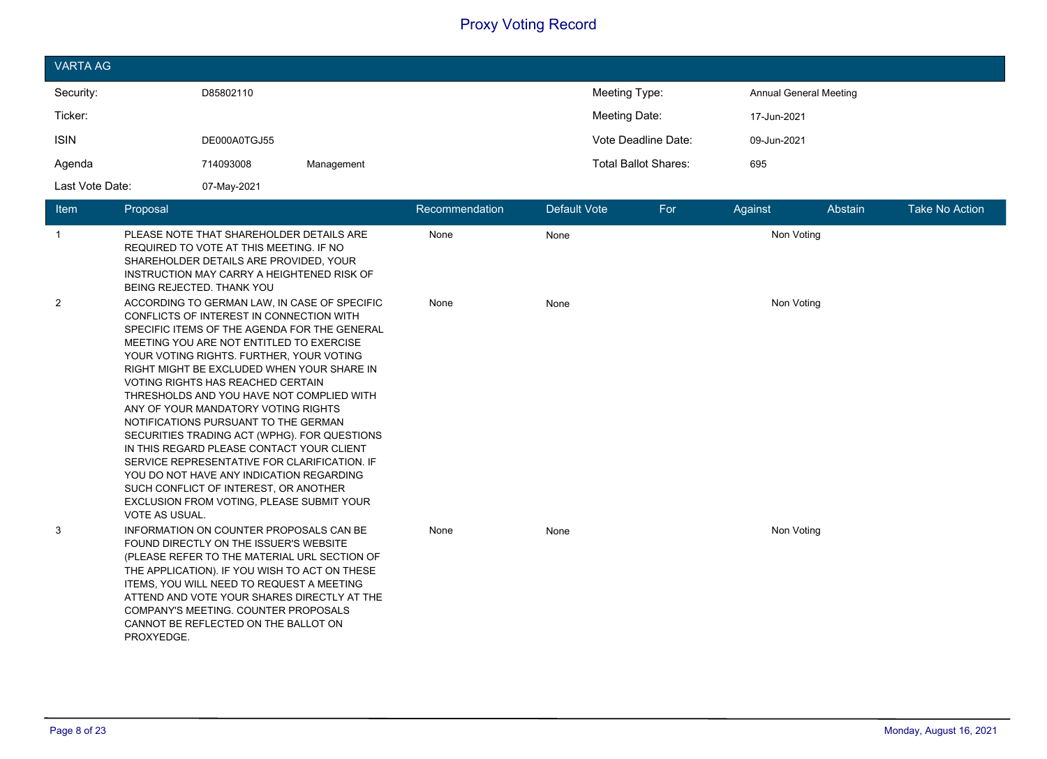# Proxy Voting Record

## VARTA AG

| | | | | |
|---|---|---|---|---|
| Security: | D85802110 | | Meeting Type: | Annual General Meeting |
| Ticker: | | | Meeting Date: | 17-Jun-2021 |
| ISIN | DE000A0TGJ55 | | Vote Deadline Date: | 09-Jun-2021 |
| Agenda | 714093008 | Management | Total Ballot Shares: | 695 |
| Last Vote Date: | 07-May-2021 | | | |

| Item | Proposal | Recommendation | Default Vote | For | Against | Abstain | Take No Action |
|---|---|---|---|---|---|---|---|
| 1 | PLEASE NOTE THAT SHAREHOLDER DETAILS ARE REQUIRED TO VOTE AT THIS MEETING. IF NO SHAREHOLDER DETAILS ARE PROVIDED, YOUR INSTRUCTION MAY CARRY A HEIGHTENED RISK OF BEING REJECTED. THANK YOU | None | None | | Non Voting | | |
| 2 | ACCORDING TO GERMAN LAW, IN CASE OF SPECIFIC CONFLICTS OF INTEREST IN CONNECTION WITH SPECIFIC ITEMS OF THE AGENDA FOR THE GENERAL MEETING YOU ARE NOT ENTITLED TO EXERCISE YOUR VOTING RIGHTS. FURTHER, YOUR VOTING RIGHT MIGHT BE EXCLUDED WHEN YOUR SHARE IN VOTING RIGHTS HAS REACHED CERTAIN THRESHOLDS AND YOU HAVE NOT COMPLIED WITH ANY OF YOUR MANDATORY VOTING RIGHTS NOTIFICATIONS PURSUANT TO THE GERMAN SECURITIES TRADING ACT (WPHG). FOR QUESTIONS IN THIS REGARD PLEASE CONTACT YOUR CLIENT SERVICE REPRESENTATIVE FOR CLARIFICATION. IF YOU DO NOT HAVE ANY INDICATION REGARDING SUCH CONFLICT OF INTEREST, OR ANOTHER EXCLUSION FROM VOTING, PLEASE SUBMIT YOUR VOTE AS USUAL. | None | None | | Non Voting | | |
| 3 | INFORMATION ON COUNTER PROPOSALS CAN BE FOUND DIRECTLY ON THE ISSUER'S WEBSITE (PLEASE REFER TO THE MATERIAL URL SECTION OF THE APPLICATION). IF YOU WISH TO ACT ON THESE ITEMS, YOU WILL NEED TO REQUEST A MEETING ATTEND AND VOTE YOUR SHARES DIRECTLY AT THE COMPANY'S MEETING. COUNTER PROPOSALS CANNOT BE REFLECTED ON THE BALLOT ON PROXYEDGE. | None | None | | Non Voting | | |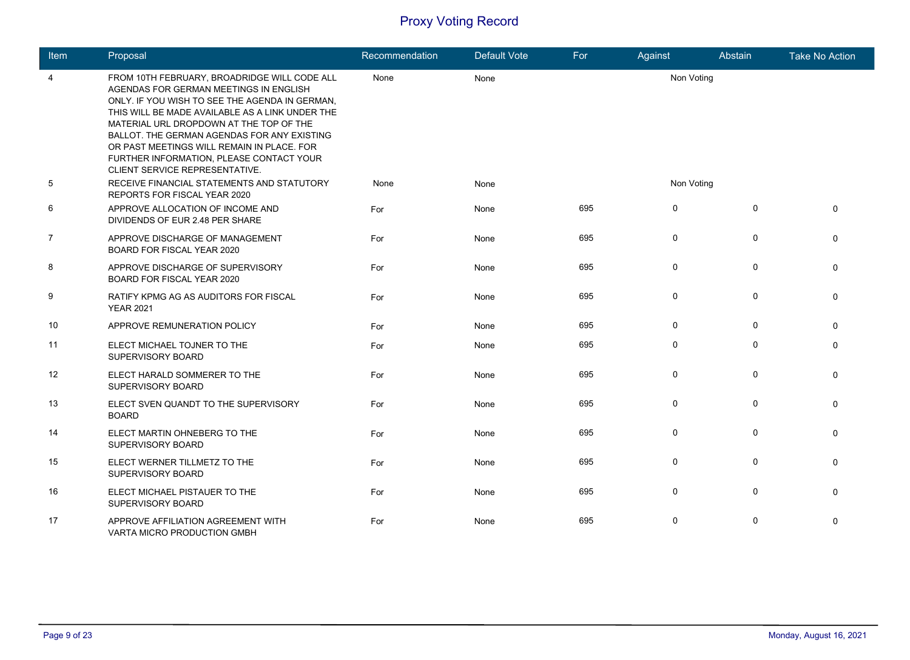# Proxy Voting Record

| Item | Proposal | Recommendation | Default Vote | For | Against | Abstain | Take No Action |
|---|---|---|---|---|---|---|---|
| 4 | FROM 10TH FEBRUARY, BROADRIDGE WILL CODE ALL AGENDAS FOR GERMAN MEETINGS IN ENGLISH ONLY. IF YOU WISH TO SEE THE AGENDA IN GERMAN, THIS WILL BE MADE AVAILABLE AS A LINK UNDER THE MATERIAL URL DROPDOWN AT THE TOP OF THE BALLOT. THE GERMAN AGENDAS FOR ANY EXISTING OR PAST MEETINGS WILL REMAIN IN PLACE. FOR FURTHER INFORMATION, PLEASE CONTACT YOUR CLIENT SERVICE REPRESENTATIVE. | None | None | | Non Voting | | |
| 5 | RECEIVE FINANCIAL STATEMENTS AND STATUTORY REPORTS FOR FISCAL YEAR 2020 | None | None | | Non Voting | | |
| 6 | APPROVE ALLOCATION OF INCOME AND DIVIDENDS OF EUR 2.48 PER SHARE | For | None | 695 | 0 | 0 | 0 |
| 7 | APPROVE DISCHARGE OF MANAGEMENT BOARD FOR FISCAL YEAR 2020 | For | None | 695 | 0 | 0 | 0 |
| 8 | APPROVE DISCHARGE OF SUPERVISORY BOARD FOR FISCAL YEAR 2020 | For | None | 695 | 0 | 0 | 0 |
| 9 | RATIFY KPMG AG AS AUDITORS FOR FISCAL YEAR 2021 | For | None | 695 | 0 | 0 | 0 |
| 10 | APPROVE REMUNERATION POLICY | For | None | 695 | 0 | 0 | 0 |
| 11 | ELECT MICHAEL TOJNER TO THE SUPERVISORY BOARD | For | None | 695 | 0 | 0 | 0 |
| 12 | ELECT HARALD SOMMERER TO THE SUPERVISORY BOARD | For | None | 695 | 0 | 0 | 0 |
| 13 | ELECT SVEN QUANDT TO THE SUPERVISORY BOARD | For | None | 695 | 0 | 0 | 0 |
| 14 | ELECT MARTIN OHNEBERG TO THE SUPERVISORY BOARD | For | None | 695 | 0 | 0 | 0 |
| 15 | ELECT WERNER TILLMETZ TO THE SUPERVISORY BOARD | For | None | 695 | 0 | 0 | 0 |
| 16 | ELECT MICHAEL PISTAUER TO THE SUPERVISORY BOARD | For | None | 695 | 0 | 0 | 0 |
| 17 | APPROVE AFFILIATION AGREEMENT WITH VARTA MICRO PRODUCTION GMBH | For | None | 695 | 0 | 0 | 0 |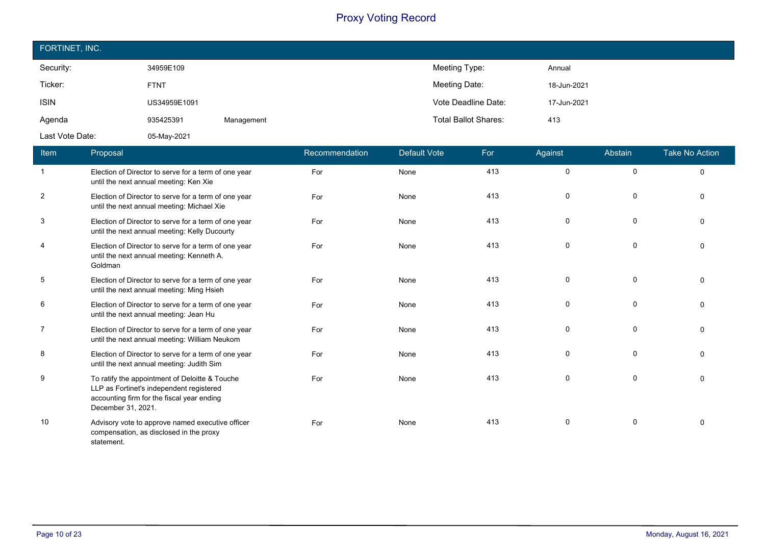# Proxy Voting Record

## FORTINET, INC.

| | | | | |
|---|---|---|---|---|
| Security: | 34959E109 | | Meeting Type: | Annual |
| Ticker: | FTNT | | Meeting Date: | 18-Jun-2021 |
| ISIN | US34959E1091 | | Vote Deadline Date: | 17-Jun-2021 |
| Agenda | 935425391 | Management | Total Ballot Shares: | 413 |
| Last Vote Date: | 05-May-2021 | | | |

| Item | Proposal | Recommendation | Default Vote | For | Against | Abstain | Take No Action |
|---|---|---|---|---|---|---|---|
| 1 | Election of Director to serve for a term of one year until the next annual meeting: Ken Xie | For | None | 413 | 0 | 0 | 0 |
| 2 | Election of Director to serve for a term of one year until the next annual meeting: Michael Xie | For | None | 413 | 0 | 0 | 0 |
| 3 | Election of Director to serve for a term of one year until the next annual meeting: Kelly Ducourty | For | None | 413 | 0 | 0 | 0 |
| 4 | Election of Director to serve for a term of one year until the next annual meeting: Kenneth A. Goldman | For | None | 413 | 0 | 0 | 0 |
| 5 | Election of Director to serve for a term of one year until the next annual meeting: Ming Hsieh | For | None | 413 | 0 | 0 | 0 |
| 6 | Election of Director to serve for a term of one year until the next annual meeting: Jean Hu | For | None | 413 | 0 | 0 | 0 |
| 7 | Election of Director to serve for a term of one year until the next annual meeting: William Neukom | For | None | 413 | 0 | 0 | 0 |
| 8 | Election of Director to serve for a term of one year until the next annual meeting: Judith Sim | For | None | 413 | 0 | 0 | 0 |
| 9 | To ratify the appointment of Deloitte & Touche LLP as Fortinet's independent registered accounting firm for the fiscal year ending December 31, 2021. | For | None | 413 | 0 | 0 | 0 |
| 10 | Advisory vote to approve named executive officer compensation, as disclosed in the proxy statement. | For | None | 413 | 0 | 0 | 0 |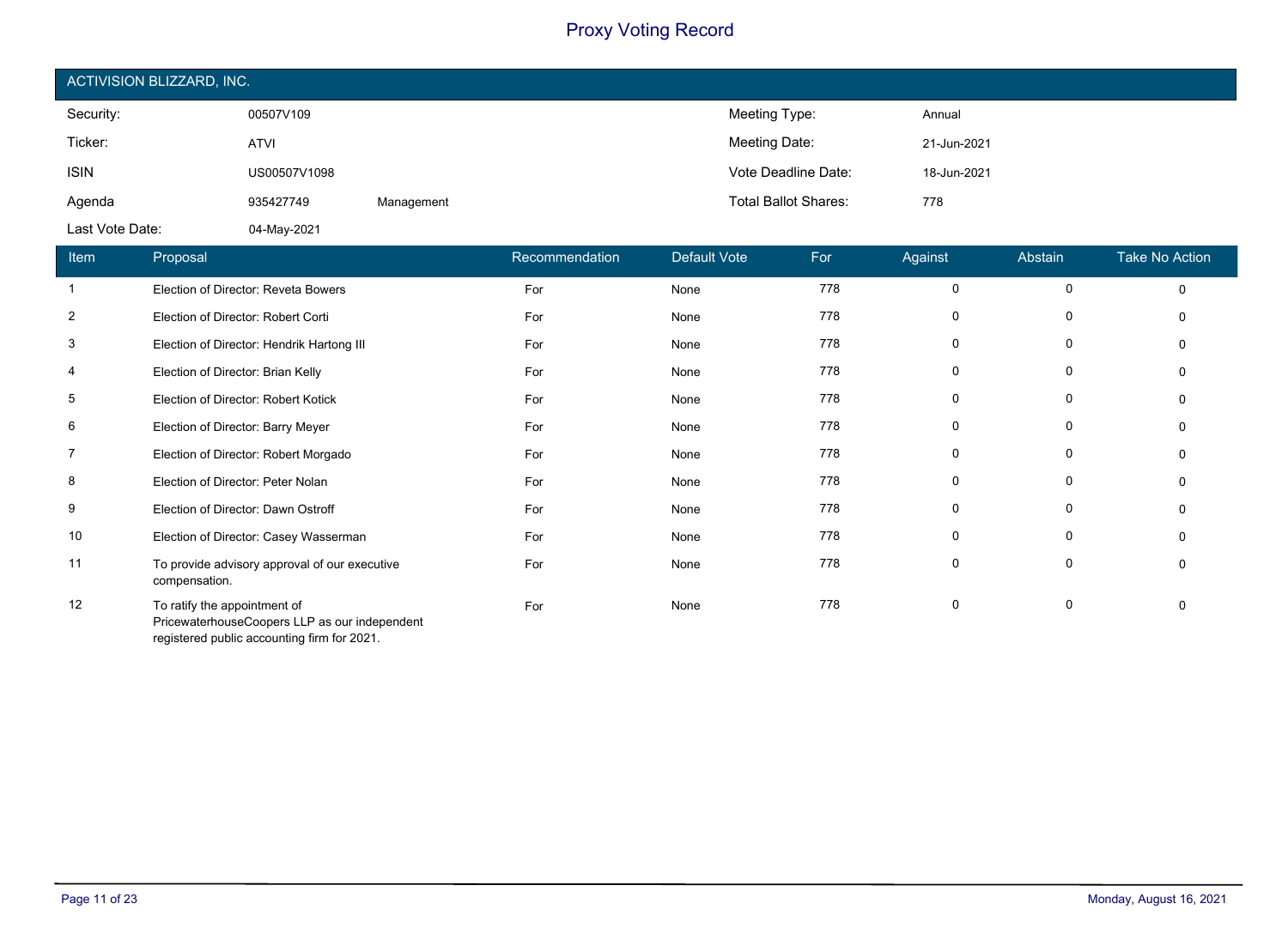# Proxy Voting Record

## ACTIVISION BLIZZARD, INC.

| | | | |
|---|---|---|---|
| Security: | 00507V109 | Meeting Type: | Annual |
| Ticker: | ATVI | Meeting Date: | 21-Jun-2021 |
| ISIN | US00507V1098 | Vote Deadline Date: | 18-Jun-2021 |
| Agenda | 935427749 Management | Total Ballot Shares: | 778 |
| Last Vote Date: | 04-May-2021 | | |

| Item | Proposal | Recommendation | Default Vote | For | Against | Abstain | Take No Action |
|---|---|---|---|---|---|---|---|
| 1 | Election of Director: Reveta Bowers | For | None | 778 | 0 | 0 | 0 |
| 2 | Election of Director: Robert Corti | For | None | 778 | 0 | 0 | 0 |
| 3 | Election of Director: Hendrik Hartong III | For | None | 778 | 0 | 0 | 0 |
| 4 | Election of Director: Brian Kelly | For | None | 778 | 0 | 0 | 0 |
| 5 | Election of Director: Robert Kotick | For | None | 778 | 0 | 0 | 0 |
| 6 | Election of Director: Barry Meyer | For | None | 778 | 0 | 0 | 0 |
| 7 | Election of Director: Robert Morgado | For | None | 778 | 0 | 0 | 0 |
| 8 | Election of Director: Peter Nolan | For | None | 778 | 0 | 0 | 0 |
| 9 | Election of Director: Dawn Ostroff | For | None | 778 | 0 | 0 | 0 |
| 10 | Election of Director: Casey Wasserman | For | None | 778 | 0 | 0 | 0 |
| 11 | To provide advisory approval of our executive compensation. | For | None | 778 | 0 | 0 | 0 |
| 12 | To ratify the appointment of PricewaterhouseCoopers LLP as our independent registered public accounting firm for 2021. | For | None | 778 | 0 | 0 | 0 |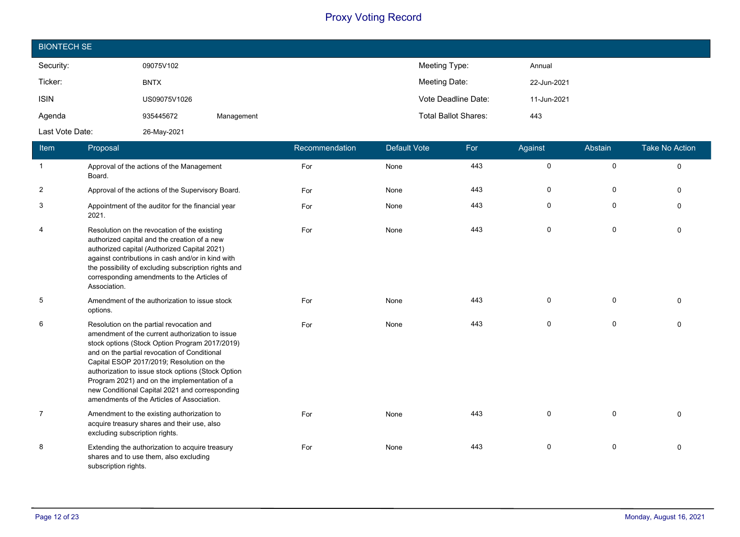# Proxy Voting Record

## BIONTECH SE

| | | | | |
|---|---|---|---|---|
| Security: | 09075V102 | | Meeting Type: | Annual |
| Ticker: | BNTX | | Meeting Date: | 22-Jun-2021 |
| ISIN | US09075V1026 | | Vote Deadline Date: | 11-Jun-2021 |
| Agenda | 935445672 | Management | Total Ballot Shares: | 443 |
| Last Vote Date: | 26-May-2021 | | | |

| Item | Proposal | Recommendation | Default Vote | For | Against | Abstain | Take No Action |
|---|---|---|---|---|---|---|---|
| 1 | Approval of the actions of the Management Board. | For | None | 443 | 0 | 0 | 0 |
| 2 | Approval of the actions of the Supervisory Board. | For | None | 443 | 0 | 0 | 0 |
| 3 | Appointment of the auditor for the financial year 2021. | For | None | 443 | 0 | 0 | 0 |
| 4 | Resolution on the revocation of the existing authorized capital and the creation of a new authorized capital (Authorized Capital 2021) against contributions in cash and/or in kind with the possibility of excluding subscription rights and corresponding amendments to the Articles of Association. | For | None | 443 | 0 | 0 | 0 |
| 5 | Amendment of the authorization to issue stock options. | For | None | 443 | 0 | 0 | 0 |
| 6 | Resolution on the partial revocation and amendment of the current authorization to issue stock options (Stock Option Program 2017/2019) and on the partial revocation of Conditional Capital ESOP 2017/2019; Resolution on the authorization to issue stock options (Stock Option Program 2021) and on the implementation of a new Conditional Capital 2021 and corresponding amendments of the Articles of Association. | For | None | 443 | 0 | 0 | 0 |
| 7 | Amendment to the existing authorization to acquire treasury shares and their use, also excluding subscription rights. | For | None | 443 | 0 | 0 | 0 |
| 8 | Extending the authorization to acquire treasury shares and to use them, also excluding subscription rights. | For | None | 443 | 0 | 0 | 0 |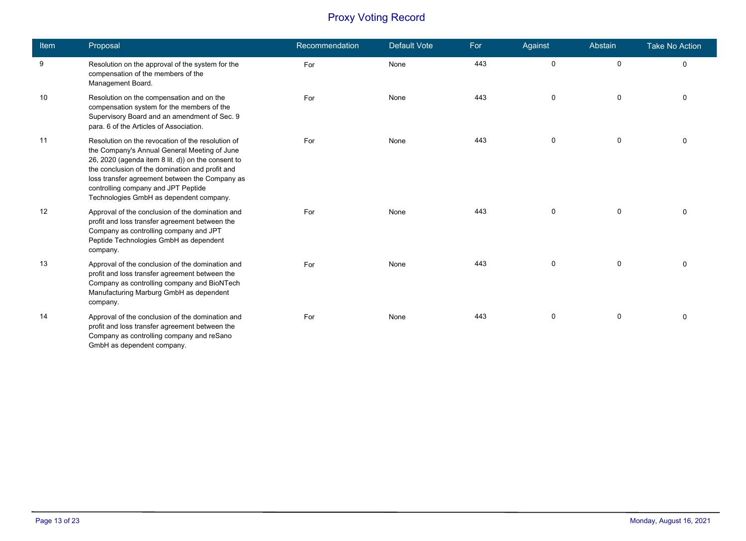# Proxy Voting Record

| Item | Proposal | Recommendation | Default Vote | For | Against | Abstain | Take No Action |
|---|---|---|---|---|---|---|---|
| 9 | Resolution on the approval of the system for the compensation of the members of the Management Board. | For | None | 443 | 0 | 0 | 0 |
| 10 | Resolution on the compensation and on the compensation system for the members of the Supervisory Board and an amendment of Sec. 9 para. 6 of the Articles of Association. | For | None | 443 | 0 | 0 | 0 |
| 11 | Resolution on the revocation of the resolution of the Company's Annual General Meeting of June 26, 2020 (agenda item 8 lit. d)) on the consent to the conclusion of the domination and profit and loss transfer agreement between the Company as controlling company and JPT Peptide Technologies GmbH as dependent company. | For | None | 443 | 0 | 0 | 0 |
| 12 | Approval of the conclusion of the domination and profit and loss transfer agreement between the Company as controlling company and JPT Peptide Technologies GmbH as dependent company. | For | None | 443 | 0 | 0 | 0 |
| 13 | Approval of the conclusion of the domination and profit and loss transfer agreement between the Company as controlling company and BioNTech Manufacturing Marburg GmbH as dependent company. | For | None | 443 | 0 | 0 | 0 |
| 14 | Approval of the conclusion of the domination and profit and loss transfer agreement between the Company as controlling company and reSano GmbH as dependent company. | For | None | 443 | 0 | 0 | 0 |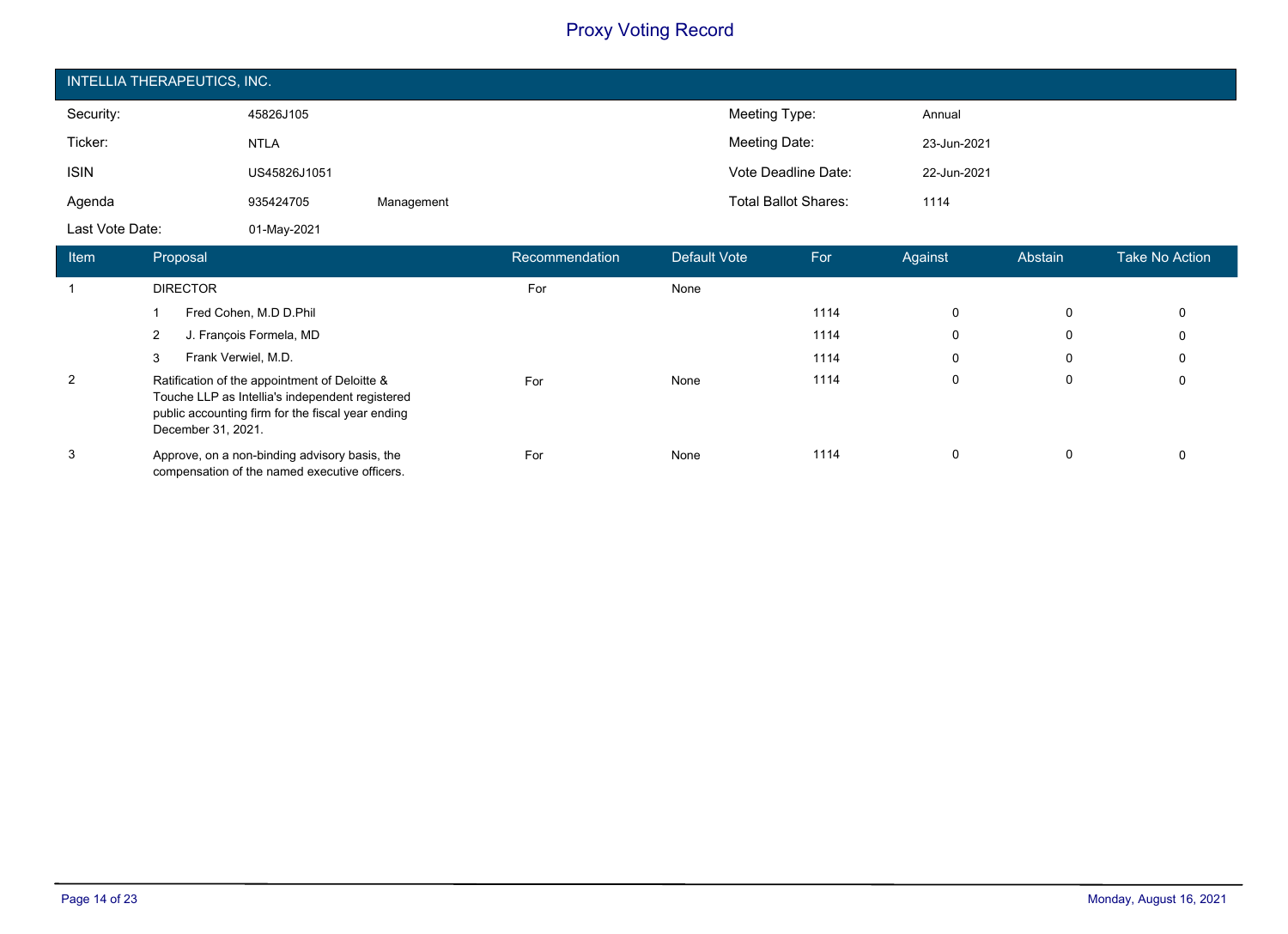# Proxy Voting Record

## INTELLIA THERAPEUTICS, INC.

| | | | | |
|---|---|---|---|---|
| Security: | 45826J105 | | Meeting Type: | Annual |
| Ticker: | NTLA | | Meeting Date: | 23-Jun-2021 |
| ISIN | US45826J1051 | | Vote Deadline Date: | 22-Jun-2021 |
| Agenda | 935424705 | Management | Total Ballot Shares: | 1114 |
| Last Vote Date: | 01-May-2021 | | | |

| Item | Proposal | Recommendation | Default Vote | For | Against | Abstain | Take No Action |
|---|---|---|---|---|---|---|---|
| 1 | DIRECTOR | For | None | | | | |
| | 1 Fred Cohen, M.D D.Phil | | | 1114 | 0 | 0 | 0 |
| | 2 J. François Formela, MD | | | 1114 | 0 | 0 | 0 |
| | 3 Frank Verwiel, M.D. | | | 1114 | 0 | 0 | 0 |
| 2 | Ratification of the appointment of Deloitte & Touche LLP as Intellia's independent registered public accounting firm for the fiscal year ending December 31, 2021. | For | None | 1114 | 0 | 0 | 0 |
| 3 | Approve, on a non-binding advisory basis, the compensation of the named executive officers. | For | None | 1114 | 0 | 0 | 0 |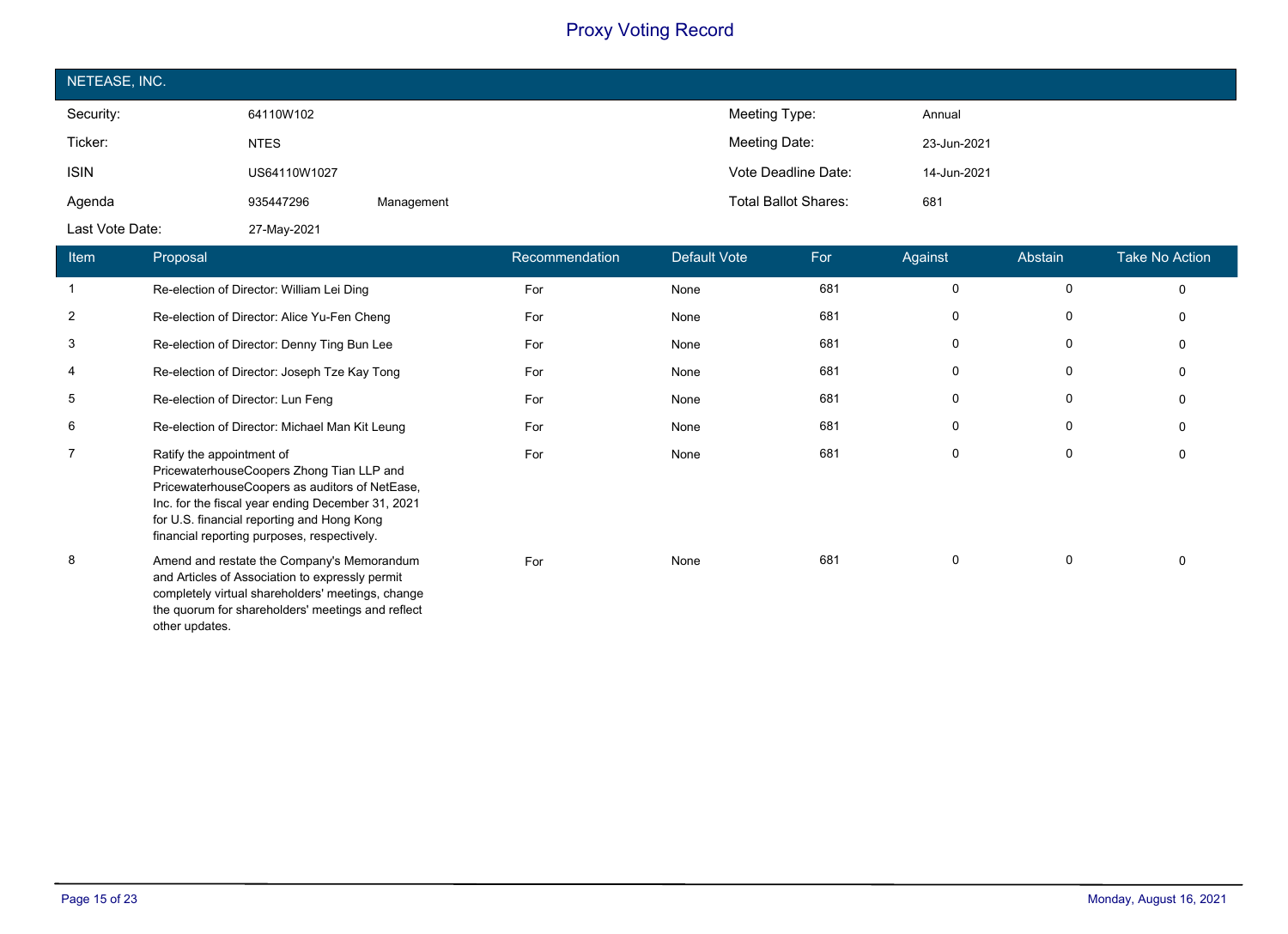# Proxy Voting Record

## NETEASE, INC.

| | | | | |
|---|---|---|---|---|
| Security: | 64110W102 | | Meeting Type: | Annual |
| Ticker: | NTES | | Meeting Date: | 23-Jun-2021 |
| ISIN | US64110W1027 | | Vote Deadline Date: | 14-Jun-2021 |
| Agenda | 935447296 | Management | Total Ballot Shares: | 681 |
| Last Vote Date: | 27-May-2021 | | | |

| Item | Proposal | Recommendation | Default Vote | For | Against | Abstain | Take No Action |
|---|---|---|---|---|---|---|---|
| 1 | Re-election of Director: William Lei Ding | For | None | 681 | 0 | 0 | 0 |
| 2 | Re-election of Director: Alice Yu-Fen Cheng | For | None | 681 | 0 | 0 | 0 |
| 3 | Re-election of Director: Denny Ting Bun Lee | For | None | 681 | 0 | 0 | 0 |
| 4 | Re-election of Director: Joseph Tze Kay Tong | For | None | 681 | 0 | 0 | 0 |
| 5 | Re-election of Director: Lun Feng | For | None | 681 | 0 | 0 | 0 |
| 6 | Re-election of Director: Michael Man Kit Leung | For | None | 681 | 0 | 0 | 0 |
| 7 | Ratify the appointment of PricewaterhouseCoopers Zhong Tian LLP and PricewaterhouseCoopers as auditors of NetEase, Inc. for the fiscal year ending December 31, 2021 for U.S. financial reporting and Hong Kong financial reporting purposes, respectively. | For | None | 681 | 0 | 0 | 0 |
| 8 | Amend and restate the Company's Memorandum and Articles of Association to expressly permit completely virtual shareholders' meetings, change the quorum for shareholders' meetings and reflect other updates. | For | None | 681 | 0 | 0 | 0 |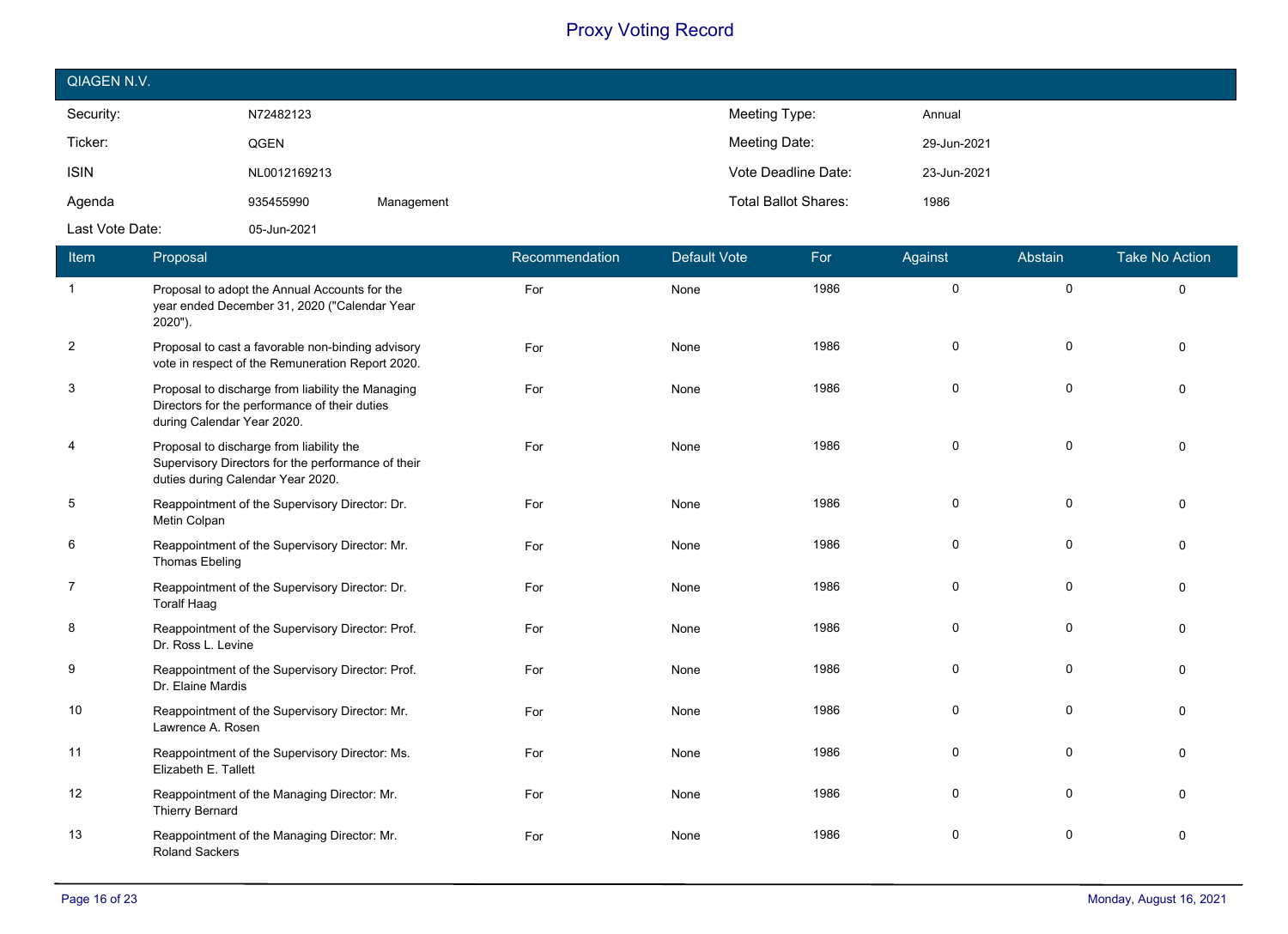# Proxy Voting Record

## QIAGEN N.V.

| | | | |
|---|---|---|---|
| Security: | N72482123 | Meeting Type: | Annual |
| Ticker: | QGEN | Meeting Date: | 29-Jun-2021 |
| ISIN | NL0012169213 | Vote Deadline Date: | 23-Jun-2021 |
| Agenda | 935455990 Management | Total Ballot Shares: | 1986 |
| Last Vote Date: | 05-Jun-2021 | | |

| Item | Proposal | Recommendation | Default Vote | For | Against | Abstain | Take No Action |
|---|---|---|---|---|---|---|---|
| 1 | Proposal to adopt the Annual Accounts for the year ended December 31, 2020 ("Calendar Year 2020"). | For | None | 1986 | 0 | 0 | 0 |
| 2 | Proposal to cast a favorable non-binding advisory vote in respect of the Remuneration Report 2020. | For | None | 1986 | 0 | 0 | 0 |
| 3 | Proposal to discharge from liability the Managing Directors for the performance of their duties during Calendar Year 2020. | For | None | 1986 | 0 | 0 | 0 |
| 4 | Proposal to discharge from liability the Supervisory Directors for the performance of their duties during Calendar Year 2020. | For | None | 1986 | 0 | 0 | 0 |
| 5 | Reappointment of the Supervisory Director: Dr. Metin Colpan | For | None | 1986 | 0 | 0 | 0 |
| 6 | Reappointment of the Supervisory Director: Mr. Thomas Ebeling | For | None | 1986 | 0 | 0 | 0 |
| 7 | Reappointment of the Supervisory Director: Dr. Toralf Haag | For | None | 1986 | 0 | 0 | 0 |
| 8 | Reappointment of the Supervisory Director: Prof. Dr. Ross L. Levine | For | None | 1986 | 0 | 0 | 0 |
| 9 | Reappointment of the Supervisory Director: Prof. Dr. Elaine Mardis | For | None | 1986 | 0 | 0 | 0 |
| 10 | Reappointment of the Supervisory Director: Mr. Lawrence A. Rosen | For | None | 1986 | 0 | 0 | 0 |
| 11 | Reappointment of the Supervisory Director: Ms. Elizabeth E. Tallett | For | None | 1986 | 0 | 0 | 0 |
| 12 | Reappointment of the Managing Director: Mr. Thierry Bernard | For | None | 1986 | 0 | 0 | 0 |
| 13 | Reappointment of the Managing Director: Mr. Roland Sackers | For | None | 1986 | 0 | 0 | 0 |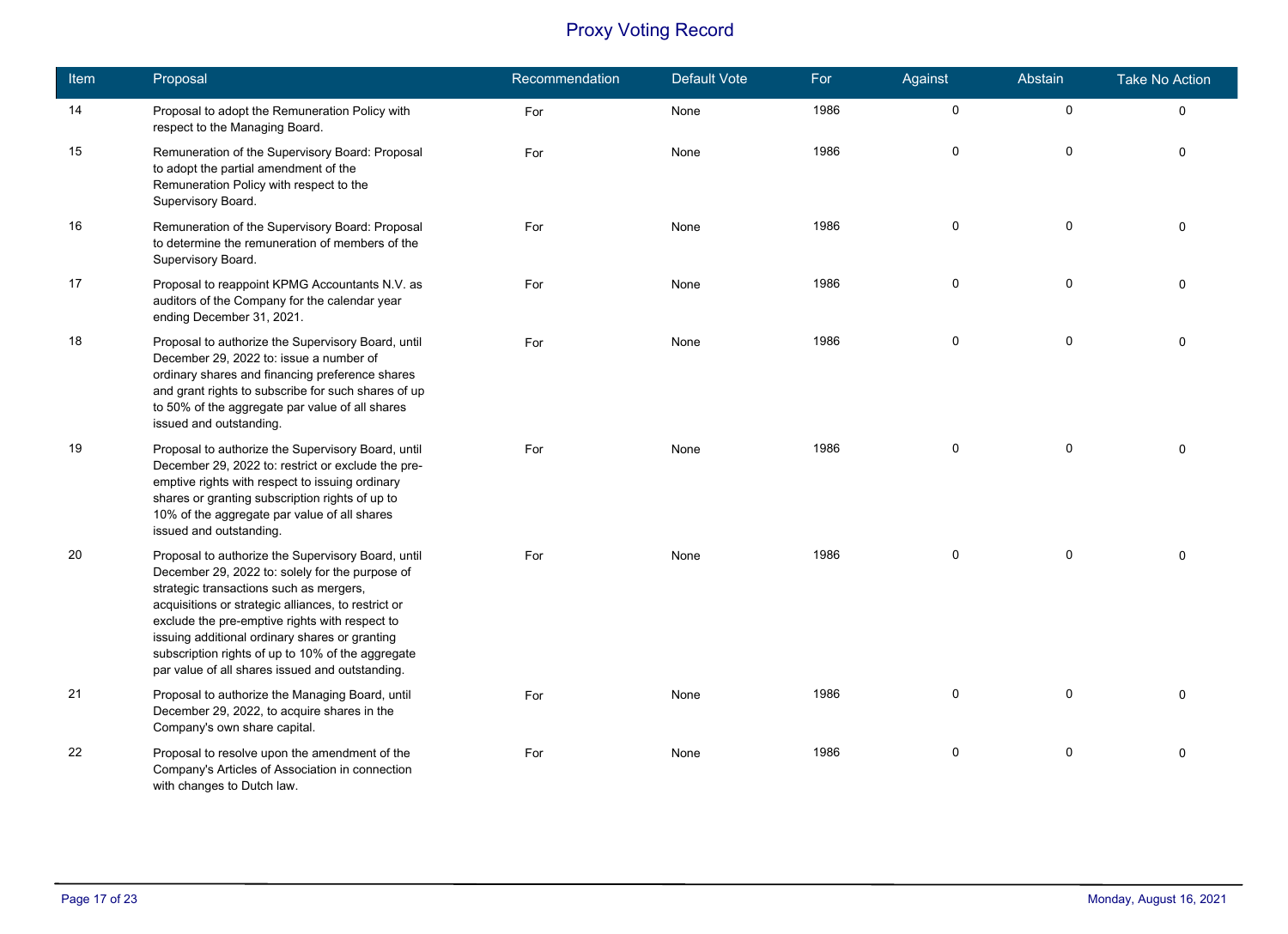# Proxy Voting Record

| Item | Proposal | Recommendation | Default Vote | For | Against | Abstain | Take No Action |
|---|---|---|---|---|---|---|---|
| 14 | Proposal to adopt the Remuneration Policy with respect to the Managing Board. | For | None | 1986 | 0 | 0 | 0 |
| 15 | Remuneration of the Supervisory Board: Proposal to adopt the partial amendment of the Remuneration Policy with respect to the Supervisory Board. | For | None | 1986 | 0 | 0 | 0 |
| 16 | Remuneration of the Supervisory Board: Proposal to determine the remuneration of members of the Supervisory Board. | For | None | 1986 | 0 | 0 | 0 |
| 17 | Proposal to reappoint KPMG Accountants N.V. as auditors of the Company for the calendar year ending December 31, 2021. | For | None | 1986 | 0 | 0 | 0 |
| 18 | Proposal to authorize the Supervisory Board, until December 29, 2022 to: issue a number of ordinary shares and financing preference shares and grant rights to subscribe for such shares of up to 50% of the aggregate par value of all shares issued and outstanding. | For | None | 1986 | 0 | 0 | 0 |
| 19 | Proposal to authorize the Supervisory Board, until December 29, 2022 to: restrict or exclude the pre-emptive rights with respect to issuing ordinary shares or granting subscription rights of up to 10% of the aggregate par value of all shares issued and outstanding. | For | None | 1986 | 0 | 0 | 0 |
| 20 | Proposal to authorize the Supervisory Board, until December 29, 2022 to: solely for the purpose of strategic transactions such as mergers, acquisitions or strategic alliances, to restrict or exclude the pre-emptive rights with respect to issuing additional ordinary shares or granting subscription rights of up to 10% of the aggregate par value of all shares issued and outstanding. | For | None | 1986 | 0 | 0 | 0 |
| 21 | Proposal to authorize the Managing Board, until December 29, 2022, to acquire shares in the Company's own share capital. | For | None | 1986 | 0 | 0 | 0 |
| 22 | Proposal to resolve upon the amendment of the Company's Articles of Association in connection with changes to Dutch law. | For | None | 1986 | 0 | 0 | 0 |

Monday, August 16, 2021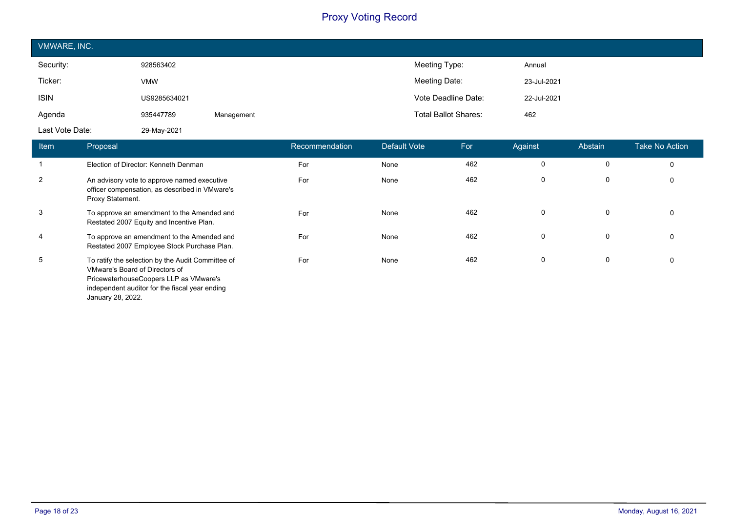# Proxy Voting Record

## VMWARE, INC.

| | | | | |
|---|---|---|---|---|
| Security: | 928563402 | | Meeting Type: | Annual |
| Ticker: | VMW | | Meeting Date: | 23-Jul-2021 |
| ISIN | US9285634021 | | Vote Deadline Date: | 22-Jul-2021 |
| Agenda | 935447789 | Management | Total Ballot Shares: | 462 |
| Last Vote Date: | 29-May-2021 | | | |

| Item | Proposal | Recommendation | Default Vote | For | Against | Abstain | Take No Action |
|---|---|---|---|---|---|---|---|
| 1 | Election of Director: Kenneth Denman | For | None | 462 | 0 | 0 | 0 |
| 2 | An advisory vote to approve named executive officer compensation, as described in VMware's Proxy Statement. | For | None | 462 | 0 | 0 | 0 |
| 3 | To approve an amendment to the Amended and Restated 2007 Equity and Incentive Plan. | For | None | 462 | 0 | 0 | 0 |
| 4 | To approve an amendment to the Amended and Restated 2007 Employee Stock Purchase Plan. | For | None | 462 | 0 | 0 | 0 |
| 5 | To ratify the selection by the Audit Committee of VMware's Board of Directors of PricewaterhouseCoopers LLP as VMware's independent auditor for the fiscal year ending January 28, 2022. | For | None | 462 | 0 | 0 | 0 |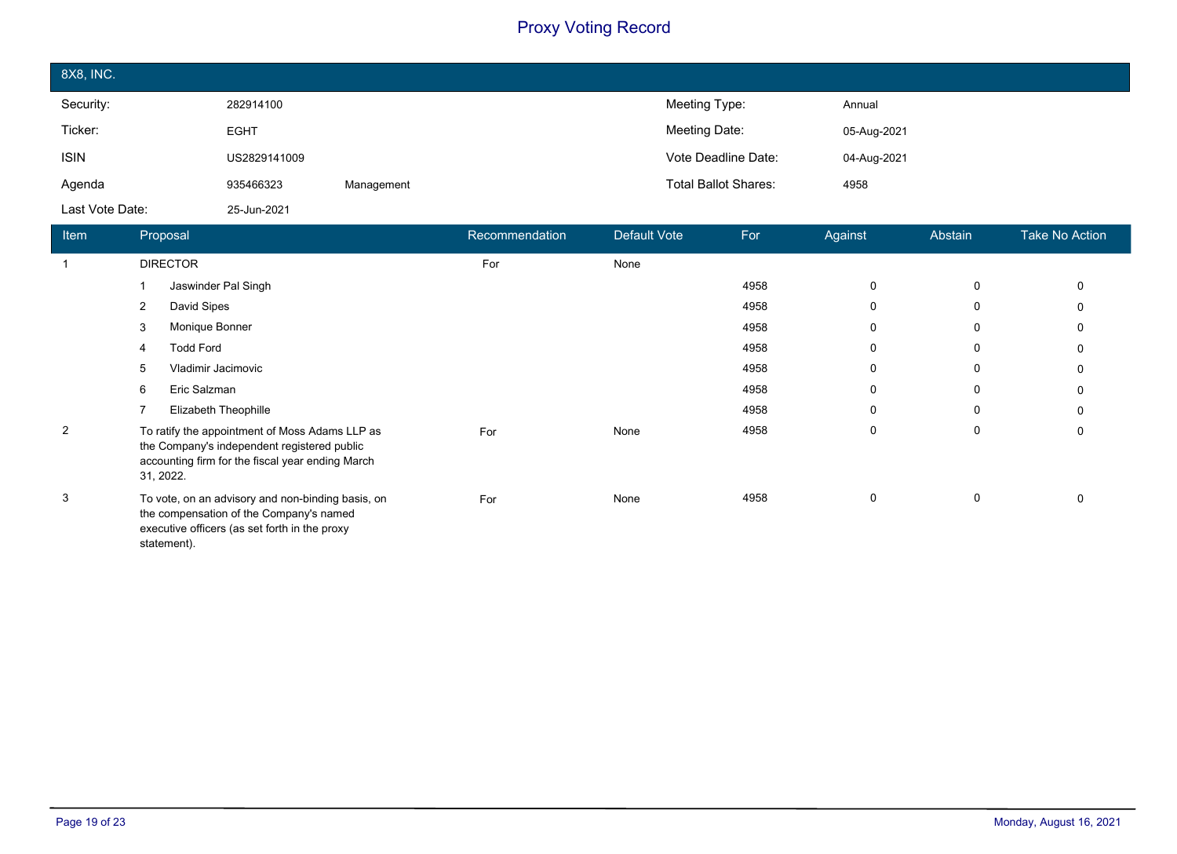# Proxy Voting Record

## 8X8, INC.

| | | | | |
|---|---|---|---|---|
| Security: | 282914100 | | Meeting Type: | Annual |
| Ticker: | EGHT | | Meeting Date: | 05-Aug-2021 |
| ISIN | US2829141009 | | Vote Deadline Date: | 04-Aug-2021 |
| Agenda | 935466323 | Management | Total Ballot Shares: | 4958 |
| Last Vote Date: | 25-Jun-2021 | | | |

| Item | Proposal | Recommendation | Default Vote | For | Against | Abstain | Take No Action |
|---|---|---|---|---|---|---|---|
| 1 | DIRECTOR | For | None | | | | |
| | 1 Jaswinder Pal Singh | | | 4958 | 0 | 0 | 0 |
| | 2 David Sipes | | | 4958 | 0 | 0 | 0 |
| | 3 Monique Bonner | | | 4958 | 0 | 0 | 0 |
| | 4 Todd Ford | | | 4958 | 0 | 0 | 0 |
| | 5 Vladimir Jacimovic | | | 4958 | 0 | 0 | 0 |
| | 6 Eric Salzman | | | 4958 | 0 | 0 | 0 |
| | 7 Elizabeth Theophille | | | 4958 | 0 | 0 | 0 |
| 2 | To ratify the appointment of Moss Adams LLP as the Company's independent registered public accounting firm for the fiscal year ending March 31, 2022. | For | None | 4958 | 0 | 0 | 0 |
| 3 | To vote, on an advisory and non-binding basis, on the compensation of the Company's named executive officers (as set forth in the proxy statement). | For | None | 4958 | 0 | 0 | 0 |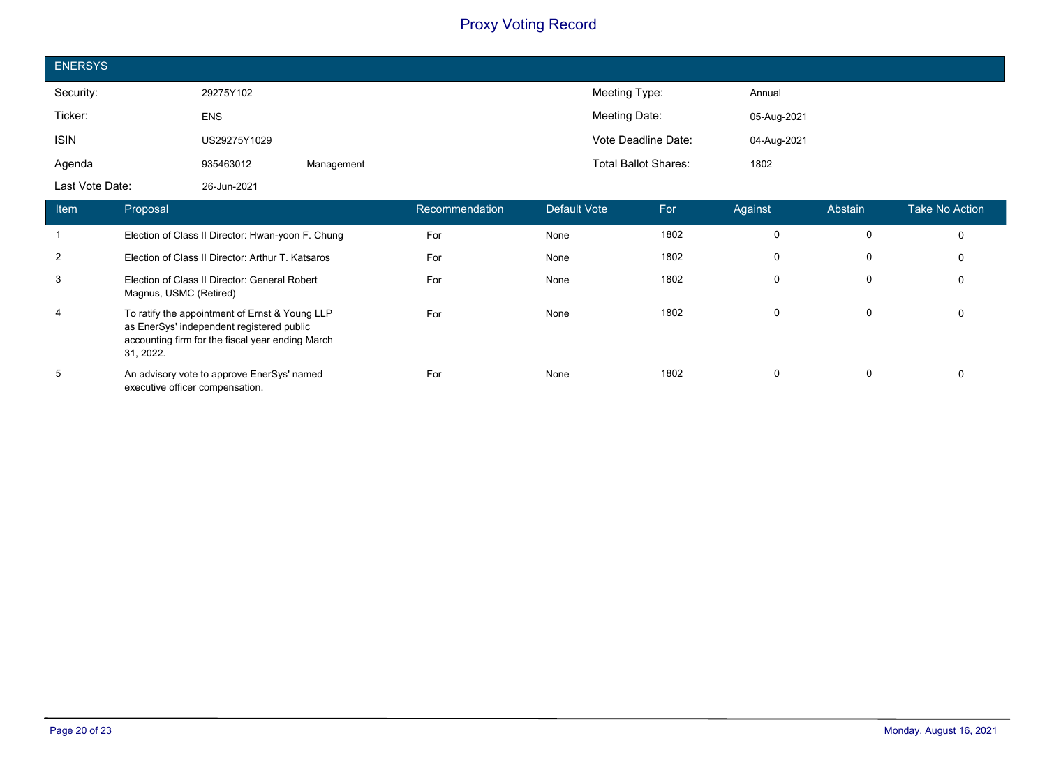# Proxy Voting Record

## ENERSYS

| | | | | |
|---|---|---|---|---|
| Security: | 29275Y102 | | Meeting Type: | Annual |
| Ticker: | ENS | | Meeting Date: | 05-Aug-2021 |
| ISIN | US29275Y1029 | | Vote Deadline Date: | 04-Aug-2021 |
| Agenda | 935463012 | Management | Total Ballot Shares: | 1802 |
| Last Vote Date: | 26-Jun-2021 | | | |

| Item | Proposal | Recommendation | Default Vote | For | Against | Abstain | Take No Action |
|---|---|---|---|---|---|---|---|
| 1 | Election of Class II Director: Hwan-yoon F. Chung | For | None | 1802 | 0 | 0 | 0 |
| 2 | Election of Class II Director: Arthur T. Katsaros | For | None | 1802 | 0 | 0 | 0 |
| 3 | Election of Class II Director: General Robert Magnus, USMC (Retired) | For | None | 1802 | 0 | 0 | 0 |
| 4 | To ratify the appointment of Ernst & Young LLP as EnerSys' independent registered public accounting firm for the fiscal year ending March 31, 2022. | For | None | 1802 | 0 | 0 | 0 |
| 5 | An advisory vote to approve EnerSys' named executive officer compensation. | For | None | 1802 | 0 | 0 | 0 |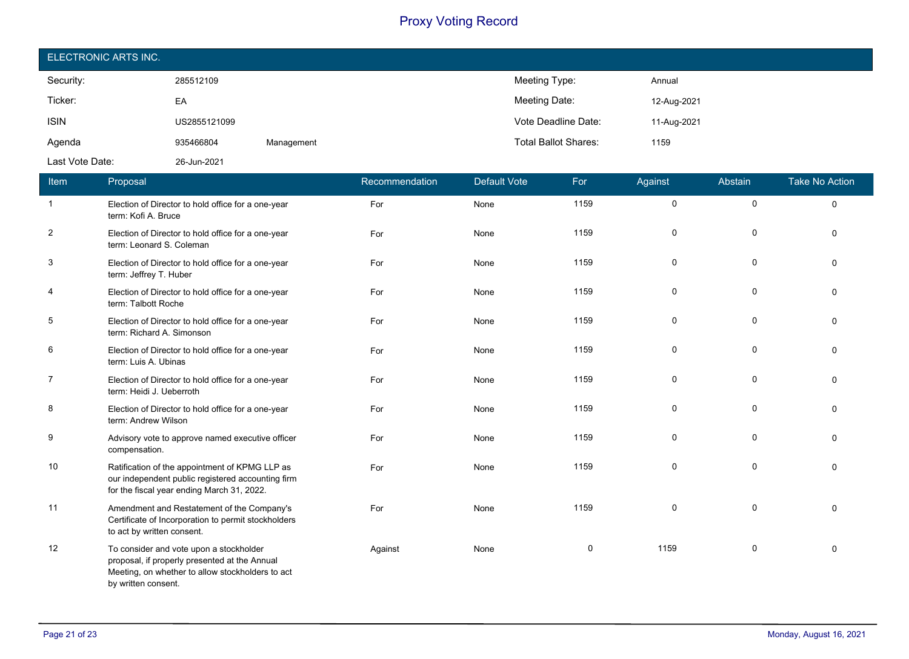# Proxy Voting Record

## ELECTRONIC ARTS INC.

| | | | | |
|---|---|---|---|---|
| Security: | 285512109 | | Meeting Type: | Annual |
| Ticker: | EA | | Meeting Date: | 12-Aug-2021 |
| ISIN | US2855121099 | | Vote Deadline Date: | 11-Aug-2021 |
| Agenda | 935466804 | Management | Total Ballot Shares: | 1159 |
| Last Vote Date: | 26-Jun-2021 | | | |

| Item | Proposal | Recommendation | Default Vote | For | Against | Abstain | Take No Action |
|---|---|---|---|---|---|---|---|
| 1 | Election of Director to hold office for a one-year term: Kofi A. Bruce | For | None | 1159 | 0 | 0 | 0 |
| 2 | Election of Director to hold office for a one-year term: Leonard S. Coleman | For | None | 1159 | 0 | 0 | 0 |
| 3 | Election of Director to hold office for a one-year term: Jeffrey T. Huber | For | None | 1159 | 0 | 0 | 0 |
| 4 | Election of Director to hold office for a one-year term: Talbott Roche | For | None | 1159 | 0 | 0 | 0 |
| 5 | Election of Director to hold office for a one-year term: Richard A. Simonson | For | None | 1159 | 0 | 0 | 0 |
| 6 | Election of Director to hold office for a one-year term: Luis A. Ubinas | For | None | 1159 | 0 | 0 | 0 |
| 7 | Election of Director to hold office for a one-year term: Heidi J. Ueberroth | For | None | 1159 | 0 | 0 | 0 |
| 8 | Election of Director to hold office for a one-year term: Andrew Wilson | For | None | 1159 | 0 | 0 | 0 |
| 9 | Advisory vote to approve named executive officer compensation. | For | None | 1159 | 0 | 0 | 0 |
| 10 | Ratification of the appointment of KPMG LLP as our independent public registered accounting firm for the fiscal year ending March 31, 2022. | For | None | 1159 | 0 | 0 | 0 |
| 11 | Amendment and Restatement of the Company's Certificate of Incorporation to permit stockholders to act by written consent. | For | None | 1159 | 0 | 0 | 0 |
| 12 | To consider and vote upon a stockholder proposal, if properly presented at the Annual Meeting, on whether to allow stockholders to act by written consent. | Against | None | 0 | 1159 | 0 | 0 |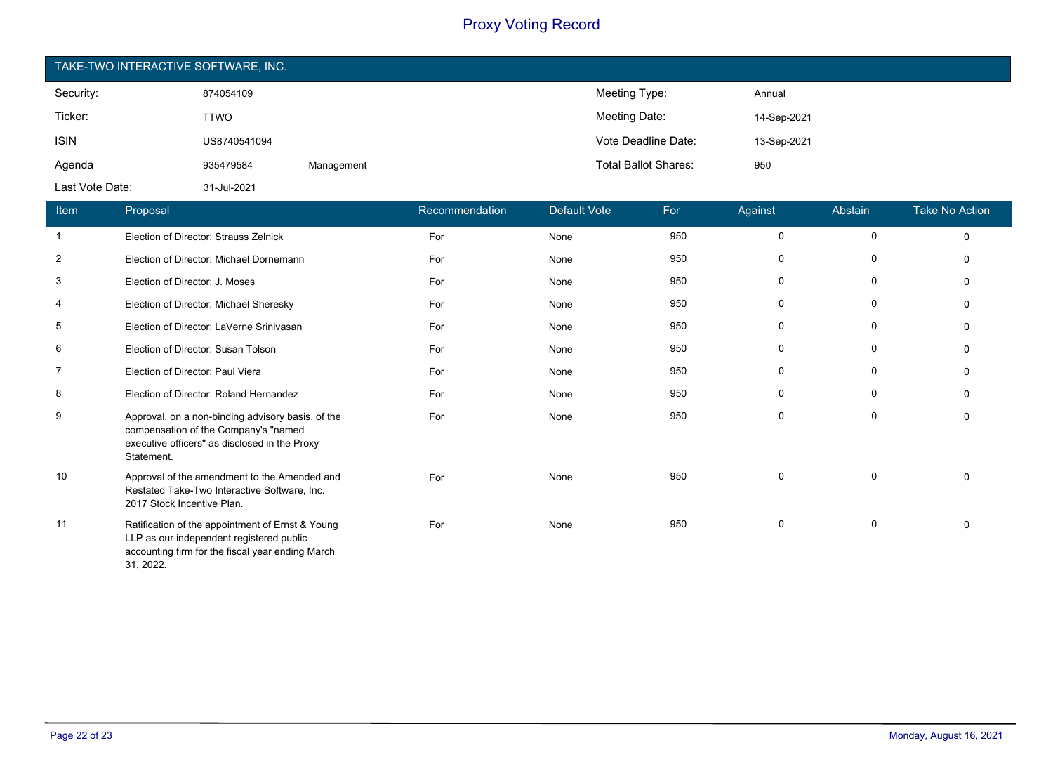# Proxy Voting Record

## TAKE-TWO INTERACTIVE SOFTWARE, INC.

| | | | | |
|---|---|---|---|---|
| Security: | 874054109 | | Meeting Type: | Annual |
| Ticker: | TTWO | | Meeting Date: | 14-Sep-2021 |
| ISIN | US8740541094 | | Vote Deadline Date: | 13-Sep-2021 |
| Agenda | 935479584 | Management | Total Ballot Shares: | 950 |
| Last Vote Date: | 31-Jul-2021 | | | |

| Item | Proposal | Recommendation | Default Vote | For | Against | Abstain | Take No Action |
|---|---|---|---|---|---|---|---|
| 1 | Election of Director: Strauss Zelnick | For | None | 950 | 0 | 0 | 0 |
| 2 | Election of Director: Michael Dornemann | For | None | 950 | 0 | 0 | 0 |
| 3 | Election of Director: J. Moses | For | None | 950 | 0 | 0 | 0 |
| 4 | Election of Director: Michael Sheresky | For | None | 950 | 0 | 0 | 0 |
| 5 | Election of Director: LaVerne Srinivasan | For | None | 950 | 0 | 0 | 0 |
| 6 | Election of Director: Susan Tolson | For | None | 950 | 0 | 0 | 0 |
| 7 | Election of Director: Paul Viera | For | None | 950 | 0 | 0 | 0 |
| 8 | Election of Director: Roland Hernandez | For | None | 950 | 0 | 0 | 0 |
| 9 | Approval, on a non-binding advisory basis, of the compensation of the Company's "named executive officers" as disclosed in the Proxy Statement. | For | None | 950 | 0 | 0 | 0 |
| 10 | Approval of the amendment to the Amended and Restated Take-Two Interactive Software, Inc. 2017 Stock Incentive Plan. | For | None | 950 | 0 | 0 | 0 |
| 11 | Ratification of the appointment of Ernst & Young LLP as our independent registered public accounting firm for the fiscal year ending March 31, 2022. | For | None | 950 | 0 | 0 | 0 |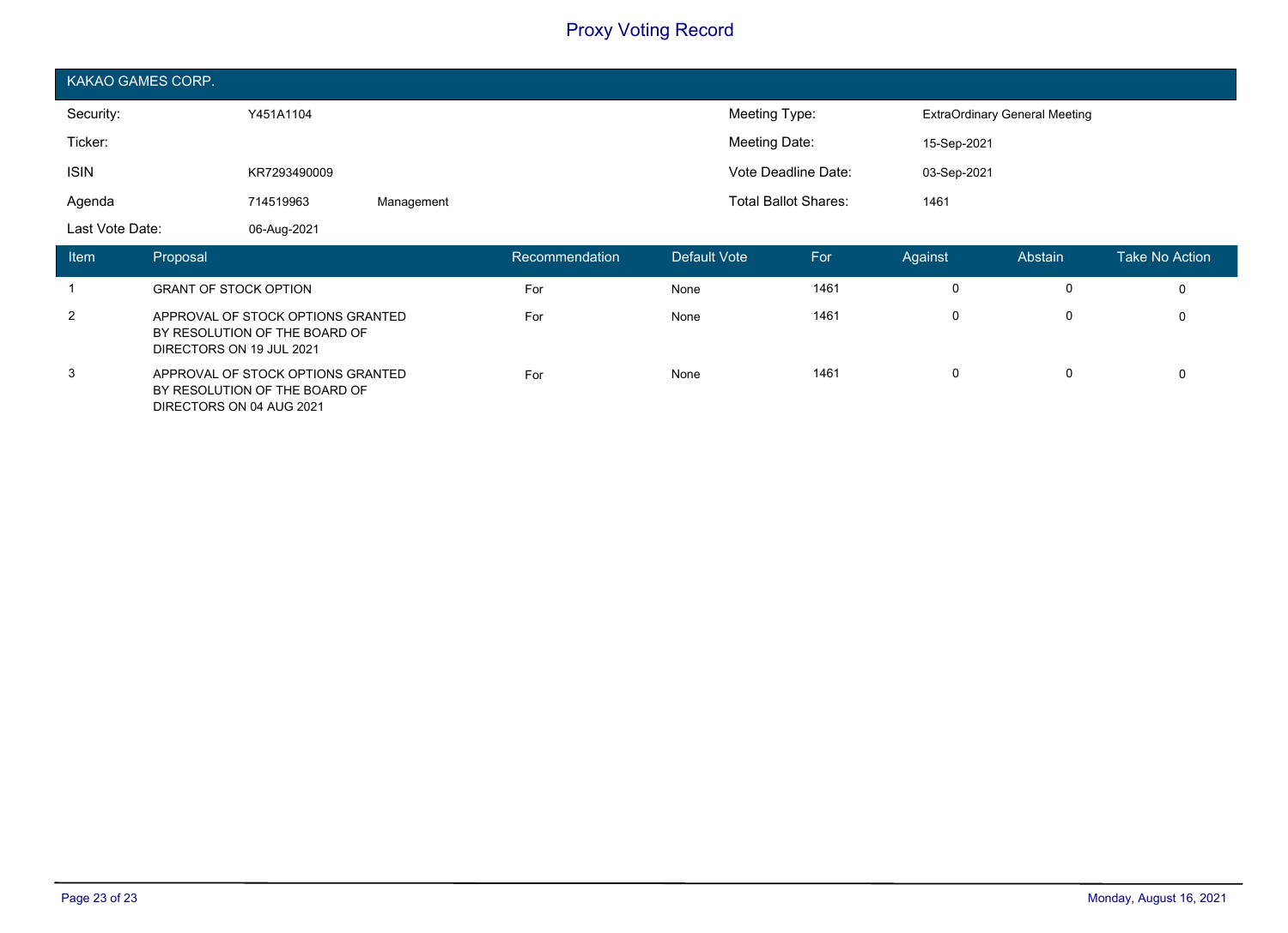# Proxy Voting Record

## KAKAO GAMES CORP.

| | | | | |
|---|---|---|---|---|
| Security: | Y451A1104 | | Meeting Type: | ExtraOrdinary General Meeting |
| Ticker: | | | Meeting Date: | 15-Sep-2021 |
| ISIN | KR7293490009 | | Vote Deadline Date: | 03-Sep-2021 |
| Agenda | 714519963 | Management | Total Ballot Shares: | 1461 |
| Last Vote Date: | 06-Aug-2021 | | | |

| Item | Proposal | Recommendation | Default Vote | For | Against | Abstain | Take No Action |
|---|---|---|---|---|---|---|---|
| 1 | GRANT OF STOCK OPTION | For | None | 1461 | 0 | 0 | 0 |
| 2 | APPROVAL OF STOCK OPTIONS GRANTED BY RESOLUTION OF THE BOARD OF DIRECTORS ON 19 JUL 2021 | For | None | 1461 | 0 | 0 | 0 |
| 3 | APPROVAL OF STOCK OPTIONS GRANTED BY RESOLUTION OF THE BOARD OF DIRECTORS ON 04 AUG 2021 | For | None | 1461 | 0 | 0 | 0 |